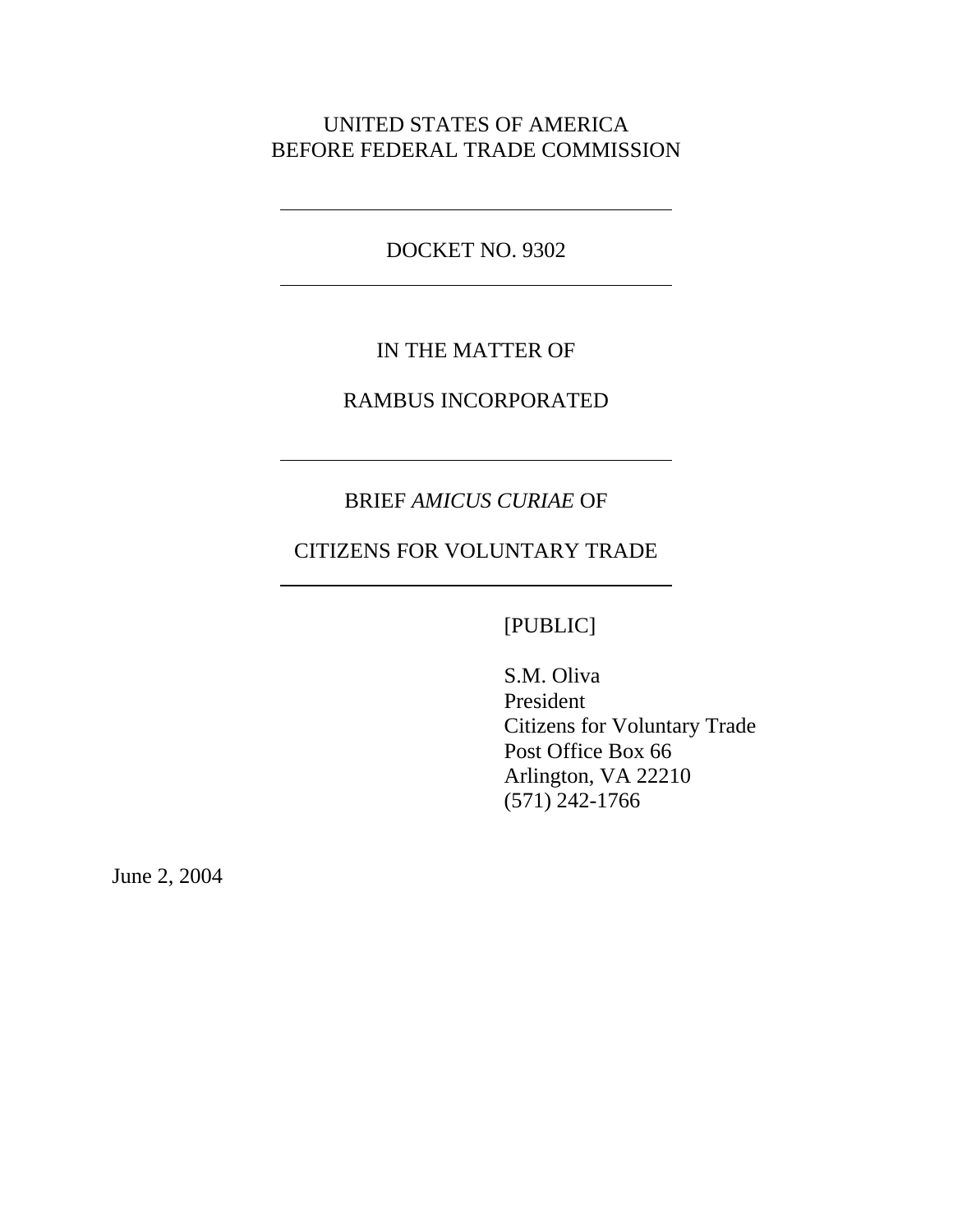UNITED STATES OF AMERICA
BEFORE FEDERAL TRADE COMMISSION

---

DOCKET NO. 9302

---

IN THE MATTER OF

RAMBUS INCORPORATED

---

BRIEF *AMICUS CURIAE* OF

CITIZENS FOR VOLUNTARY TRADE

---

[PUBLIC]

S.M. Oliva
President
Citizens for Voluntary Trade
Post Office Box 66
Arlington, VA 22210
(571) 242-1766

June 2, 2004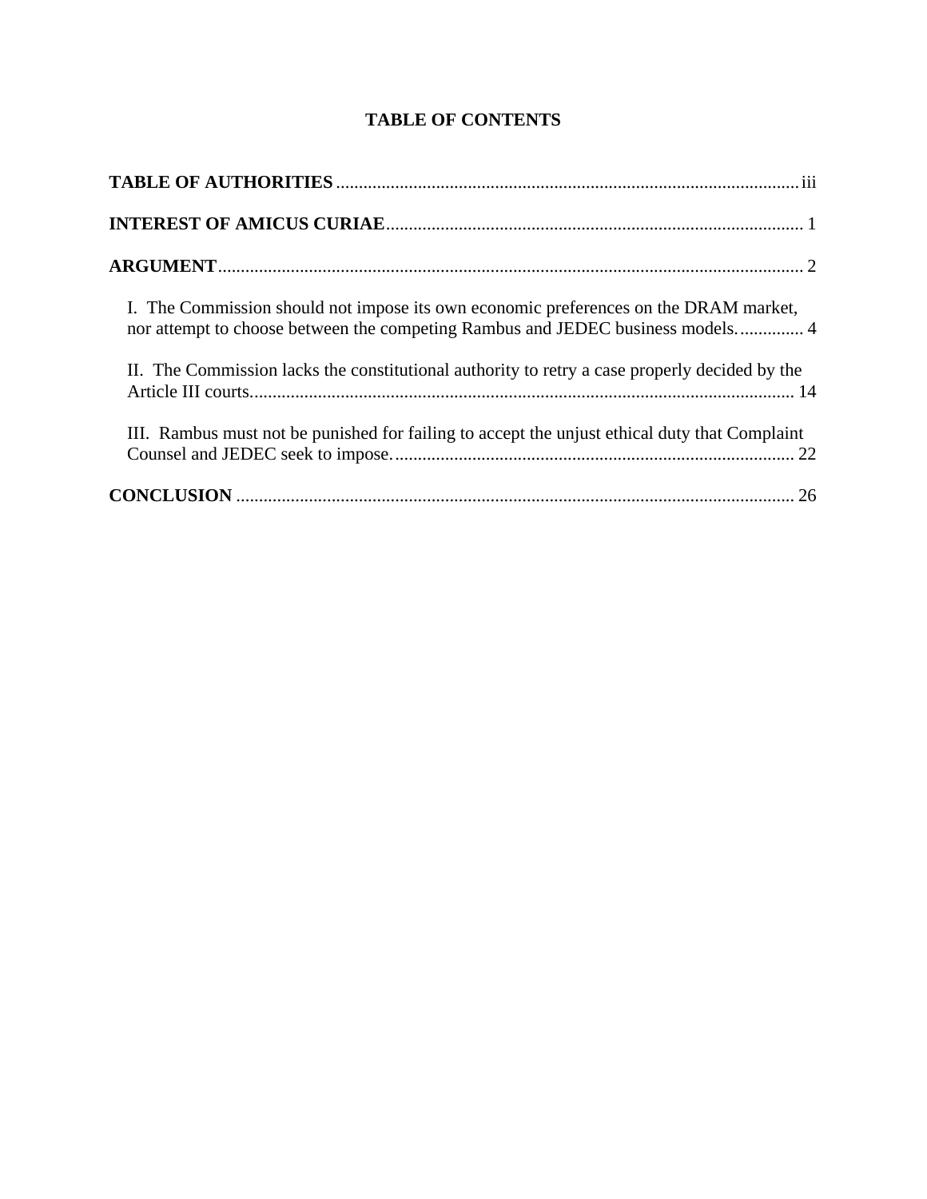# TABLE OF CONTENTS

**TABLE OF AUTHORITIES** ..................................................................................................... iii

**INTEREST OF AMICUS CURIAE** ........................................................................................... 1

**ARGUMENT** ................................................................................................................................ 2

I. The Commission should not impose its own economic preferences on the DRAM market, nor attempt to choose between the competing Rambus and JEDEC business models. .............. 4

II. The Commission lacks the constitutional authority to retry a case properly decided by the Article III courts. ....................................................................................................................... 14

III. Rambus must not be punished for failing to accept the unjust ethical duty that Complaint Counsel and JEDEC seek to impose. ........................................................................................ 22

**CONCLUSION** .......................................................................................................................... 26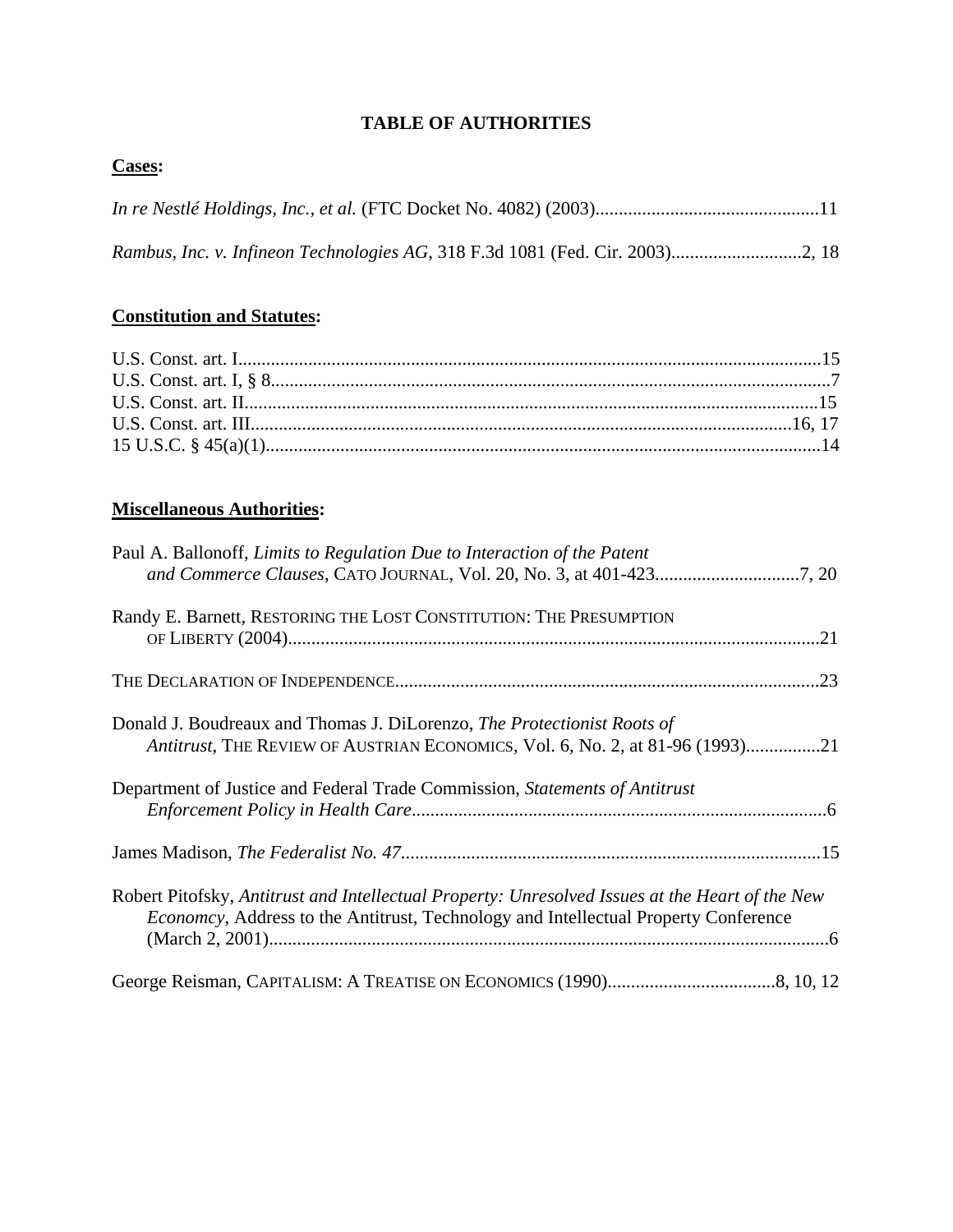# TABLE OF AUTHORITIES

**Cases:**

*In re Nestlé Holdings, Inc., et al.* (FTC Docket No. 4082) (2003)................................................11

*Rambus, Inc. v. Infineon Technologies AG*, 318 F.3d 1081 (Fed. Cir. 2003)............................2, 18

**Constitution and Statutes:**

U.S. Const. art. I............................................................................................................................15
U.S. Const. art. I, § 8.......................................................................................................................7
U.S. Const. art. II..........................................................................................................................15
U.S. Const. art. III...................................................................................................................16, 17
15 U.S.C. § 45(a)(1).......................................................................................................................14

**Miscellaneous Authorities:**

Paul A. Ballonoff, *Limits to Regulation Due to Interaction of the Patent and Commerce Clauses*, CATO JOURNAL, Vol. 20, No. 3, at 401-423...............................7, 20

Randy E. Barnett, RESTORING THE LOST CONSTITUTION: THE PRESUMPTION OF LIBERTY (2004)..................................................................................................................21

THE DECLARATION OF INDEPENDENCE...........................................................................................23

Donald J. Boudreaux and Thomas J. DiLorenzo, *The Protectionist Roots of Antitrust*, THE REVIEW OF AUSTRIAN ECONOMICS, Vol. 6, No. 2, at 81-96 (1993)................21

Department of Justice and Federal Trade Commission, *Statements of Antitrust Enforcement Policy in Health Care*........................................................................................6

James Madison, *The Federalist No. 47*..........................................................................................15

Robert Pitofsky, *Antitrust and Intellectual Property: Unresolved Issues at the Heart of the New Economcy*, Address to the Antitrust, Technology and Intellectual Property Conference (March 2, 2001).........................................................................................................................6

George Reisman, CAPITALISM: A TREATISE ON ECONOMICS (1990)....................................8, 10, 12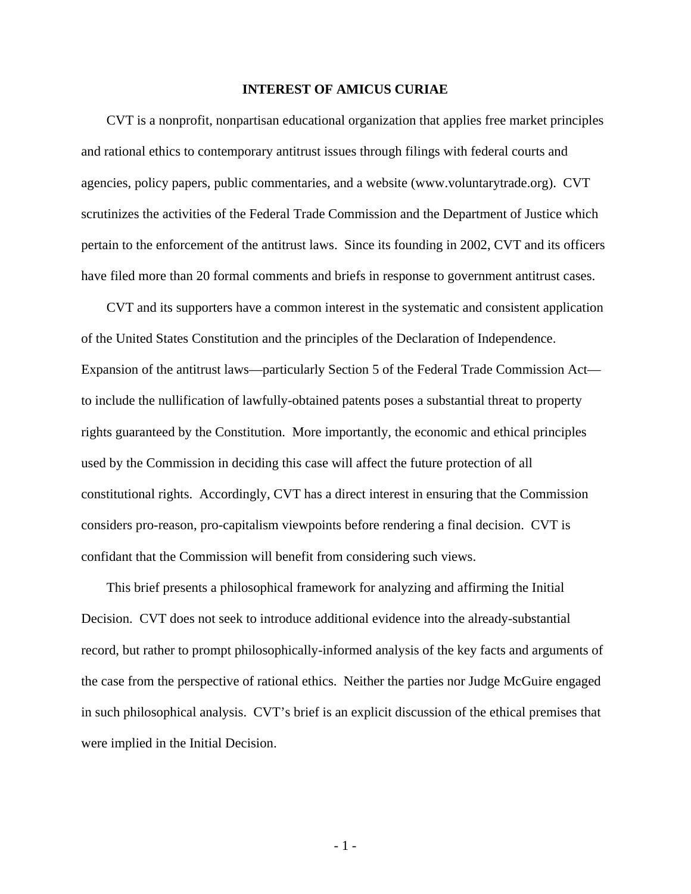## INTEREST OF AMICUS CURIAE

CVT is a nonprofit, nonpartisan educational organization that applies free market principles and rational ethics to contemporary antitrust issues through filings with federal courts and agencies, policy papers, public commentaries, and a website (www.voluntarytrade.org). CVT scrutinizes the activities of the Federal Trade Commission and the Department of Justice which pertain to the enforcement of the antitrust laws. Since its founding in 2002, CVT and its officers have filed more than 20 formal comments and briefs in response to government antitrust cases.

CVT and its supporters have a common interest in the systematic and consistent application of the United States Constitution and the principles of the Declaration of Independence. Expansion of the antitrust laws—particularly Section 5 of the Federal Trade Commission Act—to include the nullification of lawfully-obtained patents poses a substantial threat to property rights guaranteed by the Constitution. More importantly, the economic and ethical principles used by the Commission in deciding this case will affect the future protection of all constitutional rights. Accordingly, CVT has a direct interest in ensuring that the Commission considers pro-reason, pro-capitalism viewpoints before rendering a final decision. CVT is confidant that the Commission will benefit from considering such views.

This brief presents a philosophical framework for analyzing and affirming the Initial Decision. CVT does not seek to introduce additional evidence into the already-substantial record, but rather to prompt philosophically-informed analysis of the key facts and arguments of the case from the perspective of rational ethics. Neither the parties nor Judge McGuire engaged in such philosophical analysis. CVT's brief is an explicit discussion of the ethical premises that were implied in the Initial Decision.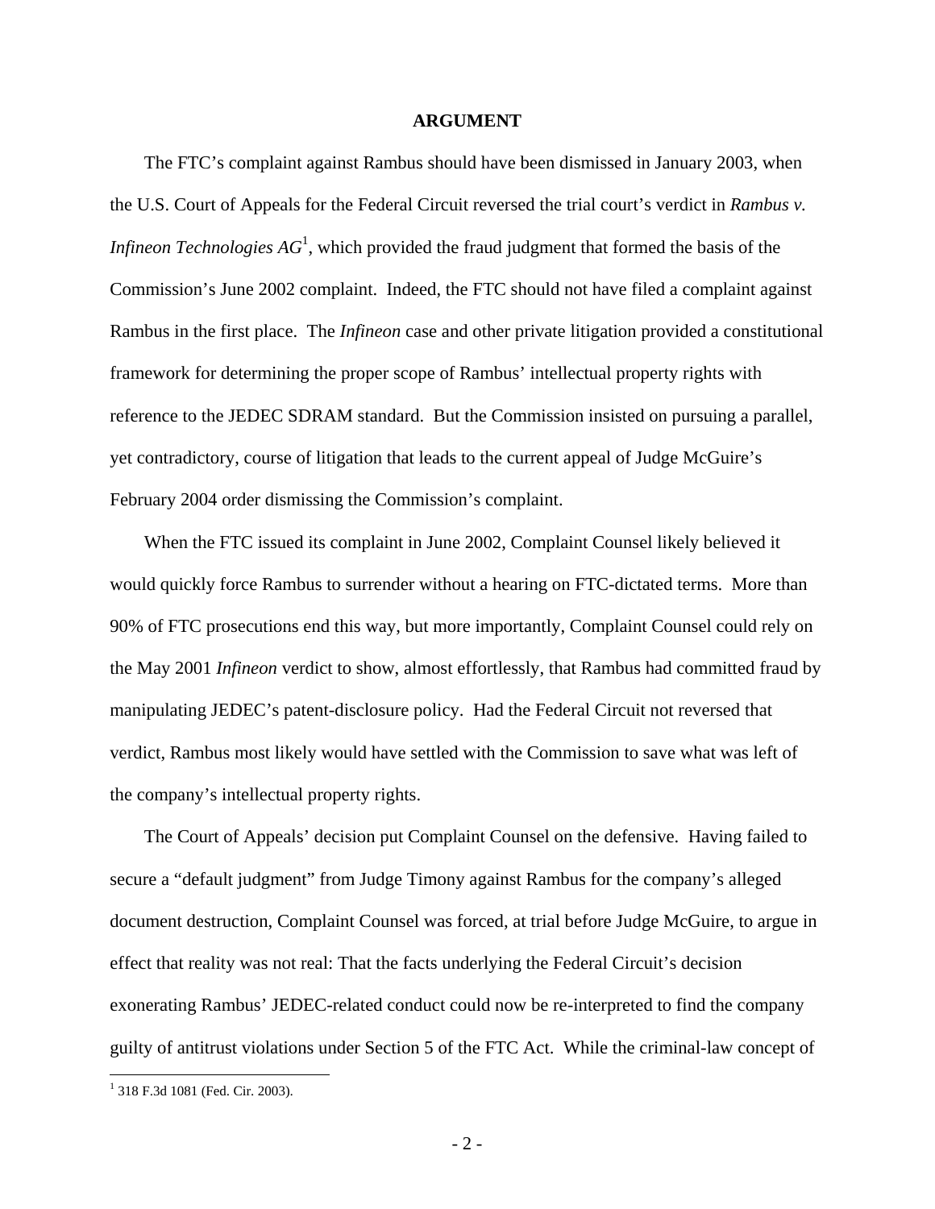## ARGUMENT

The FTC's complaint against Rambus should have been dismissed in January 2003, when the U.S. Court of Appeals for the Federal Circuit reversed the trial court's verdict in *Rambus v. Infineon Technologies AG*[1], which provided the fraud judgment that formed the basis of the Commission's June 2002 complaint. Indeed, the FTC should not have filed a complaint against Rambus in the first place. The *Infineon* case and other private litigation provided a constitutional framework for determining the proper scope of Rambus' intellectual property rights with reference to the JEDEC SDRAM standard. But the Commission insisted on pursuing a parallel, yet contradictory, course of litigation that leads to the current appeal of Judge McGuire's February 2004 order dismissing the Commission's complaint.

When the FTC issued its complaint in June 2002, Complaint Counsel likely believed it would quickly force Rambus to surrender without a hearing on FTC-dictated terms. More than 90% of FTC prosecutions end this way, but more importantly, Complaint Counsel could rely on the May 2001 *Infineon* verdict to show, almost effortlessly, that Rambus had committed fraud by manipulating JEDEC's patent-disclosure policy. Had the Federal Circuit not reversed that verdict, Rambus most likely would have settled with the Commission to save what was left of the company's intellectual property rights.

The Court of Appeals' decision put Complaint Counsel on the defensive. Having failed to secure a "default judgment" from Judge Timony against Rambus for the company's alleged document destruction, Complaint Counsel was forced, at trial before Judge McGuire, to argue in effect that reality was not real: That the facts underlying the Federal Circuit's decision exonerating Rambus' JEDEC-related conduct could now be re-interpreted to find the company guilty of antitrust violations under Section 5 of the FTC Act. While the criminal-law concept of

[1] 318 F.3d 1081 (Fed. Cir. 2003).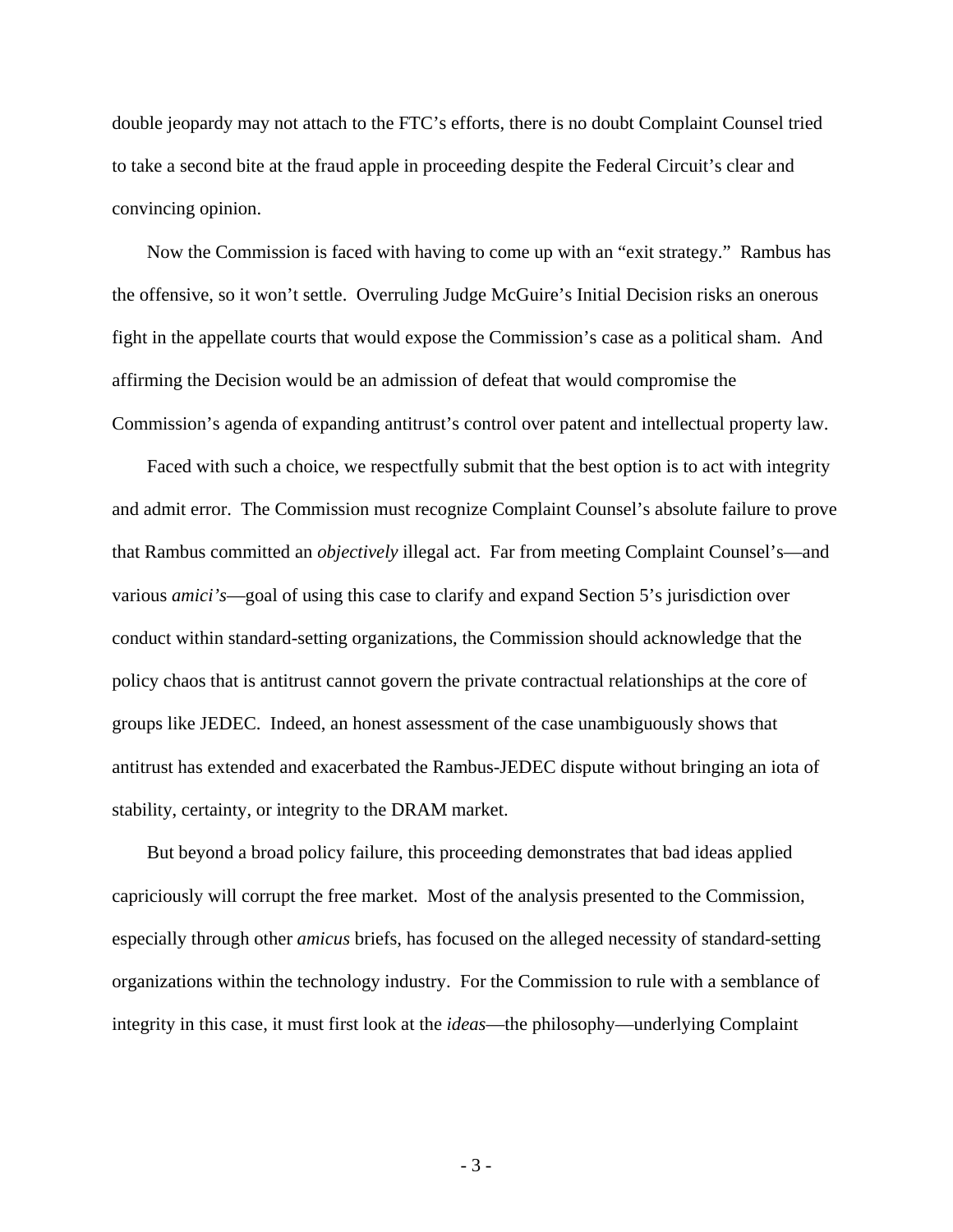double jeopardy may not attach to the FTC's efforts, there is no doubt Complaint Counsel tried to take a second bite at the fraud apple in proceeding despite the Federal Circuit's clear and convincing opinion.

Now the Commission is faced with having to come up with an "exit strategy." Rambus has the offensive, so it won't settle. Overruling Judge McGuire's Initial Decision risks an onerous fight in the appellate courts that would expose the Commission's case as a political sham. And affirming the Decision would be an admission of defeat that would compromise the Commission's agenda of expanding antitrust's control over patent and intellectual property law.

Faced with such a choice, we respectfully submit that the best option is to act with integrity and admit error. The Commission must recognize Complaint Counsel's absolute failure to prove that Rambus committed an *objectively* illegal act. Far from meeting Complaint Counsel's—and various *amici's*—goal of using this case to clarify and expand Section 5's jurisdiction over conduct within standard-setting organizations, the Commission should acknowledge that the policy chaos that is antitrust cannot govern the private contractual relationships at the core of groups like JEDEC. Indeed, an honest assessment of the case unambiguously shows that antitrust has extended and exacerbated the Rambus-JEDEC dispute without bringing an iota of stability, certainty, or integrity to the DRAM market.

But beyond a broad policy failure, this proceeding demonstrates that bad ideas applied capriciously will corrupt the free market. Most of the analysis presented to the Commission, especially through other *amicus* briefs, has focused on the alleged necessity of standard-setting organizations within the technology industry. For the Commission to rule with a semblance of integrity in this case, it must first look at the *ideas*—the philosophy—underlying Complaint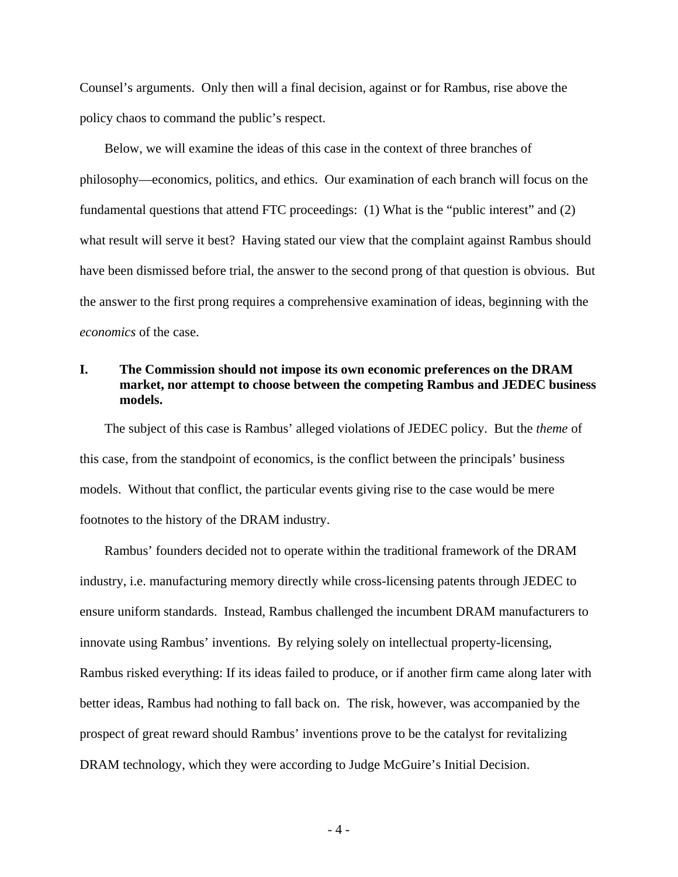Counsel's arguments. Only then will a final decision, against or for Rambus, rise above the policy chaos to command the public's respect.

Below, we will examine the ideas of this case in the context of three branches of philosophy—economics, politics, and ethics. Our examination of each branch will focus on the fundamental questions that attend FTC proceedings: (1) What is the "public interest" and (2) what result will serve it best? Having stated our view that the complaint against Rambus should have been dismissed before trial, the answer to the second prong of that question is obvious. But the answer to the first prong requires a comprehensive examination of ideas, beginning with the *economics* of the case.

## I. The Commission should not impose its own economic preferences on the DRAM market, nor attempt to choose between the competing Rambus and JEDEC business models.

The subject of this case is Rambus' alleged violations of JEDEC policy. But the *theme* of this case, from the standpoint of economics, is the conflict between the principals' business models. Without that conflict, the particular events giving rise to the case would be mere footnotes to the history of the DRAM industry.

Rambus' founders decided not to operate within the traditional framework of the DRAM industry, i.e. manufacturing memory directly while cross-licensing patents through JEDEC to ensure uniform standards. Instead, Rambus challenged the incumbent DRAM manufacturers to innovate using Rambus' inventions. By relying solely on intellectual property-licensing, Rambus risked everything: If its ideas failed to produce, or if another firm came along later with better ideas, Rambus had nothing to fall back on. The risk, however, was accompanied by the prospect of great reward should Rambus' inventions prove to be the catalyst for revitalizing DRAM technology, which they were according to Judge McGuire's Initial Decision.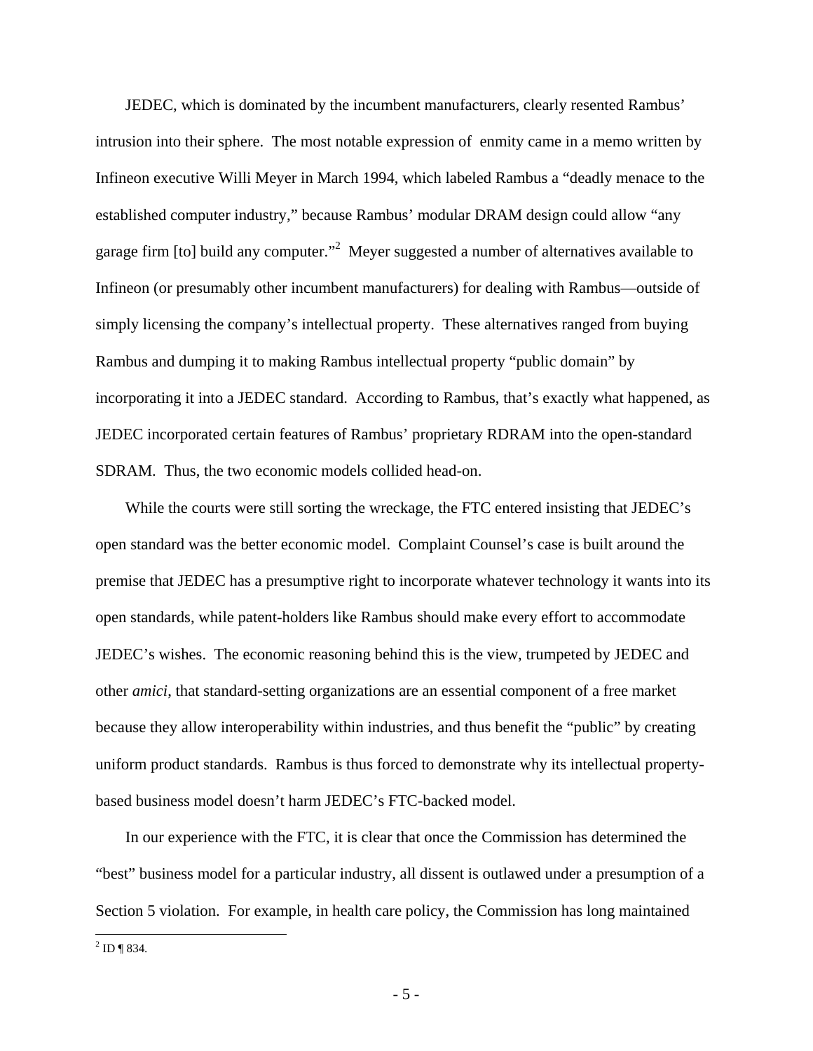JEDEC, which is dominated by the incumbent manufacturers, clearly resented Rambus' intrusion into their sphere. The most notable expression of enmity came in a memo written by Infineon executive Willi Meyer in March 1994, which labeled Rambus a "deadly menace to the established computer industry," because Rambus' modular DRAM design could allow "any garage firm [to] build any computer."[2] Meyer suggested a number of alternatives available to Infineon (or presumably other incumbent manufacturers) for dealing with Rambus—outside of simply licensing the company's intellectual property. These alternatives ranged from buying Rambus and dumping it to making Rambus intellectual property "public domain" by incorporating it into a JEDEC standard. According to Rambus, that's exactly what happened, as JEDEC incorporated certain features of Rambus' proprietary RDRAM into the open-standard SDRAM. Thus, the two economic models collided head-on.

While the courts were still sorting the wreckage, the FTC entered insisting that JEDEC's open standard was the better economic model. Complaint Counsel's case is built around the premise that JEDEC has a presumptive right to incorporate whatever technology it wants into its open standards, while patent-holders like Rambus should make every effort to accommodate JEDEC's wishes. The economic reasoning behind this is the view, trumpeted by JEDEC and other *amici*, that standard-setting organizations are an essential component of a free market because they allow interoperability within industries, and thus benefit the "public" by creating uniform product standards. Rambus is thus forced to demonstrate why its intellectual property-based business model doesn't harm JEDEC's FTC-backed model.

In our experience with the FTC, it is clear that once the Commission has determined the "best" business model for a particular industry, all dissent is outlawed under a presumption of a Section 5 violation. For example, in health care policy, the Commission has long maintained

---

[2] ID ¶ 834.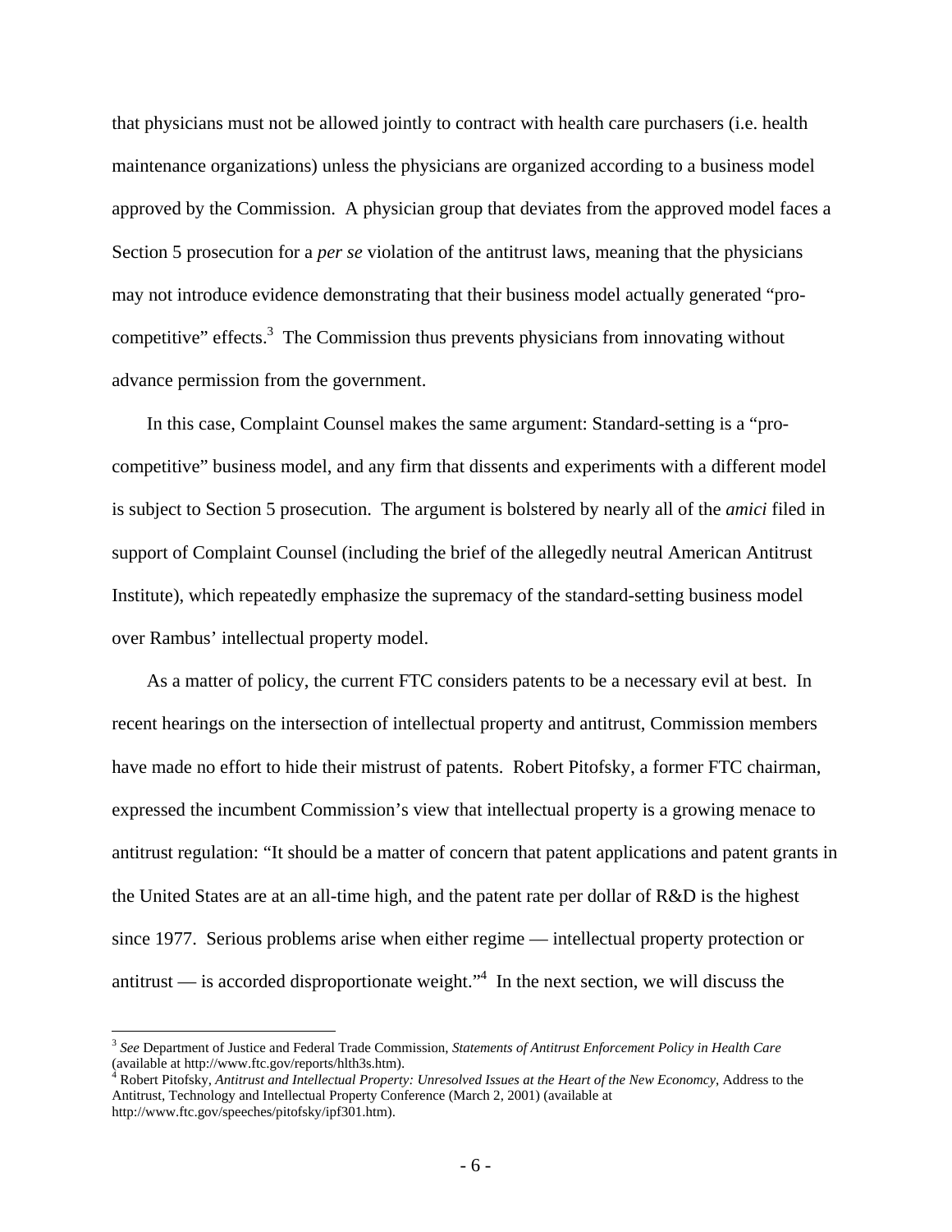that physicians must not be allowed jointly to contract with health care purchasers (i.e. health maintenance organizations) unless the physicians are organized according to a business model approved by the Commission. A physician group that deviates from the approved model faces a Section 5 prosecution for a *per se* violation of the antitrust laws, meaning that the physicians may not introduce evidence demonstrating that their business model actually generated "pro-competitive" effects.[3] The Commission thus prevents physicians from innovating without advance permission from the government.

In this case, Complaint Counsel makes the same argument: Standard-setting is a "pro-competitive" business model, and any firm that dissents and experiments with a different model is subject to Section 5 prosecution. The argument is bolstered by nearly all of the *amici* filed in support of Complaint Counsel (including the brief of the allegedly neutral American Antitrust Institute), which repeatedly emphasize the supremacy of the standard-setting business model over Rambus' intellectual property model.

As a matter of policy, the current FTC considers patents to be a necessary evil at best. In recent hearings on the intersection of intellectual property and antitrust, Commission members have made no effort to hide their mistrust of patents. Robert Pitofsky, a former FTC chairman, expressed the incumbent Commission's view that intellectual property is a growing menace to antitrust regulation: "It should be a matter of concern that patent applications and patent grants in the United States are at an all-time high, and the patent rate per dollar of R&D is the highest since 1977. Serious problems arise when either regime — intellectual property protection or antitrust — is accorded disproportionate weight."[4] In the next section, we will discuss the

---

[3] *See* Department of Justice and Federal Trade Commission, *Statements of Antitrust Enforcement Policy in Health Care* (available at http://www.ftc.gov/reports/hlth3s.htm).

[4] Robert Pitofsky, *Antitrust and Intellectual Property: Unresolved Issues at the Heart of the New Economy*, Address to the Antitrust, Technology and Intellectual Property Conference (March 2, 2001) (available at http://www.ftc.gov/speeches/pitofsky/ipf301.htm).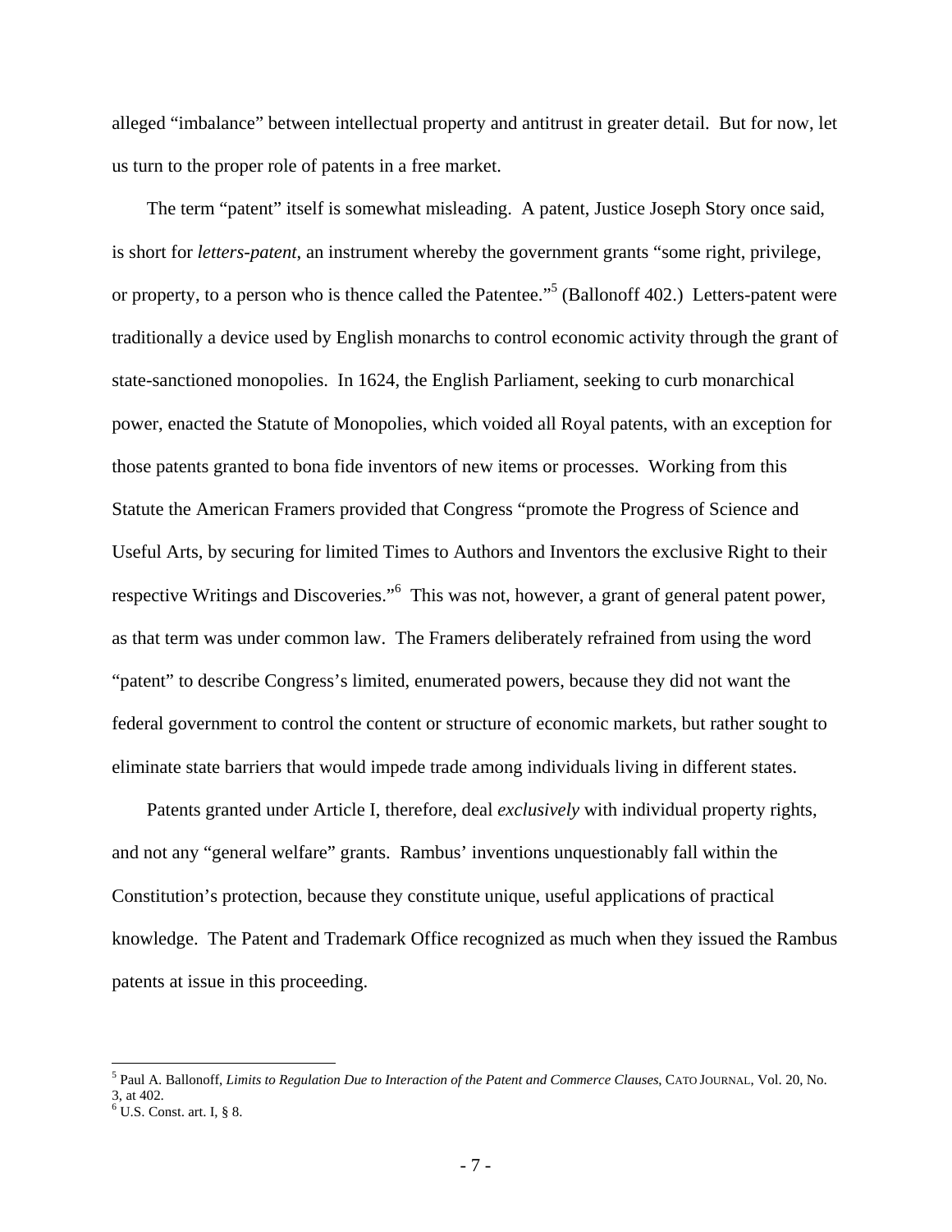alleged "imbalance" between intellectual property and antitrust in greater detail. But for now, let us turn to the proper role of patents in a free market.

The term "patent" itself is somewhat misleading. A patent, Justice Joseph Story once said, is short for *letters-patent*, an instrument whereby the government grants "some right, privilege, or property, to a person who is thence called the Patentee."[5] (Ballonoff 402.) Letters-patent were traditionally a device used by English monarchs to control economic activity through the grant of state-sanctioned monopolies. In 1624, the English Parliament, seeking to curb monarchical power, enacted the Statute of Monopolies, which voided all Royal patents, with an exception for those patents granted to bona fide inventors of new items or processes. Working from this Statute the American Framers provided that Congress "promote the Progress of Science and Useful Arts, by securing for limited Times to Authors and Inventors the exclusive Right to their respective Writings and Discoveries."[6] This was not, however, a grant of general patent power, as that term was under common law. The Framers deliberately refrained from using the word "patent" to describe Congress's limited, enumerated powers, because they did not want the federal government to control the content or structure of economic markets, but rather sought to eliminate state barriers that would impede trade among individuals living in different states.

Patents granted under Article I, therefore, deal *exclusively* with individual property rights, and not any "general welfare" grants. Rambus' inventions unquestionably fall within the Constitution's protection, because they constitute unique, useful applications of practical knowledge. The Patent and Trademark Office recognized as much when they issued the Rambus patents at issue in this proceeding.

---

[5] Paul A. Ballonoff, *Limits to Regulation Due to Interaction of the Patent and Commerce Clauses*, CATO JOURNAL, Vol. 20, No. 3, at 402.

[6] U.S. Const. art. I, § 8.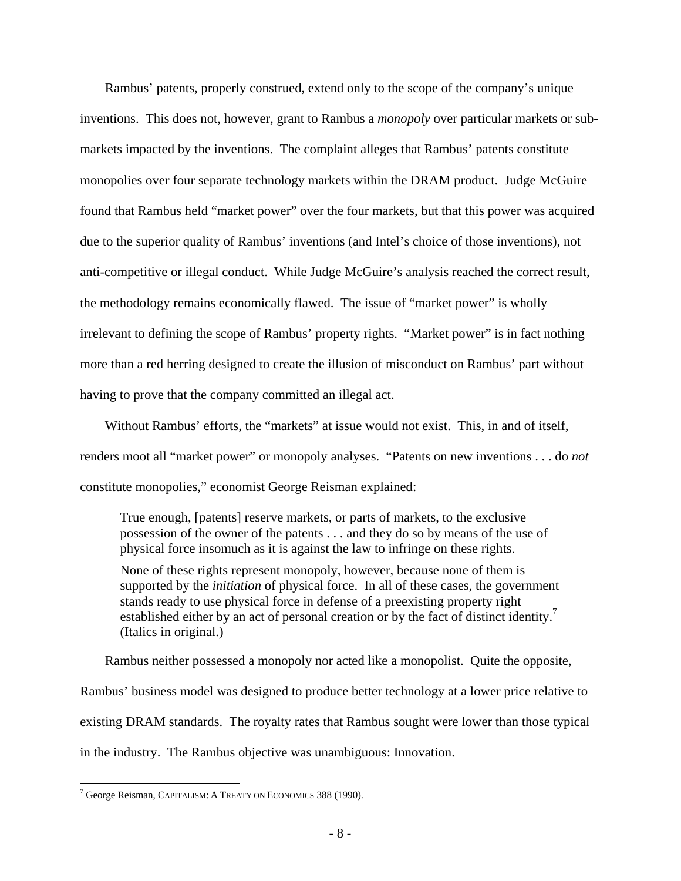Rambus' patents, properly construed, extend only to the scope of the company's unique inventions. This does not, however, grant to Rambus a *monopoly* over particular markets or sub-markets impacted by the inventions. The complaint alleges that Rambus' patents constitute monopolies over four separate technology markets within the DRAM product. Judge McGuire found that Rambus held "market power" over the four markets, but that this power was acquired due to the superior quality of Rambus' inventions (and Intel's choice of those inventions), not anti-competitive or illegal conduct. While Judge McGuire's analysis reached the correct result, the methodology remains economically flawed. The issue of "market power" is wholly irrelevant to defining the scope of Rambus' property rights. "Market power" is in fact nothing more than a red herring designed to create the illusion of misconduct on Rambus' part without having to prove that the company committed an illegal act.

Without Rambus' efforts, the "markets" at issue would not exist. This, in and of itself, renders moot all "market power" or monopoly analyses. "Patents on new inventions . . . do *not* constitute monopolies," economist George Reisman explained:

> True enough, [patents] reserve markets, or parts of markets, to the exclusive possession of the owner of the patents . . . and they do so by means of the use of physical force insomuch as it is against the law to infringe on these rights.
>
> None of these rights represent monopoly, however, because none of them is supported by the *initiation* of physical force. In all of these cases, the government stands ready to use physical force in defense of a preexisting property right established either by an act of personal creation or by the fact of distinct identity.[7] (Italics in original.)

Rambus neither possessed a monopoly nor acted like a monopolist. Quite the opposite, Rambus' business model was designed to produce better technology at a lower price relative to existing DRAM standards. The royalty rates that Rambus sought were lower than those typical in the industry. The Rambus objective was unambiguous: Innovation.

---

[7] George Reisman, CAPITALISM: A TREATY ON ECONOMICS 388 (1990).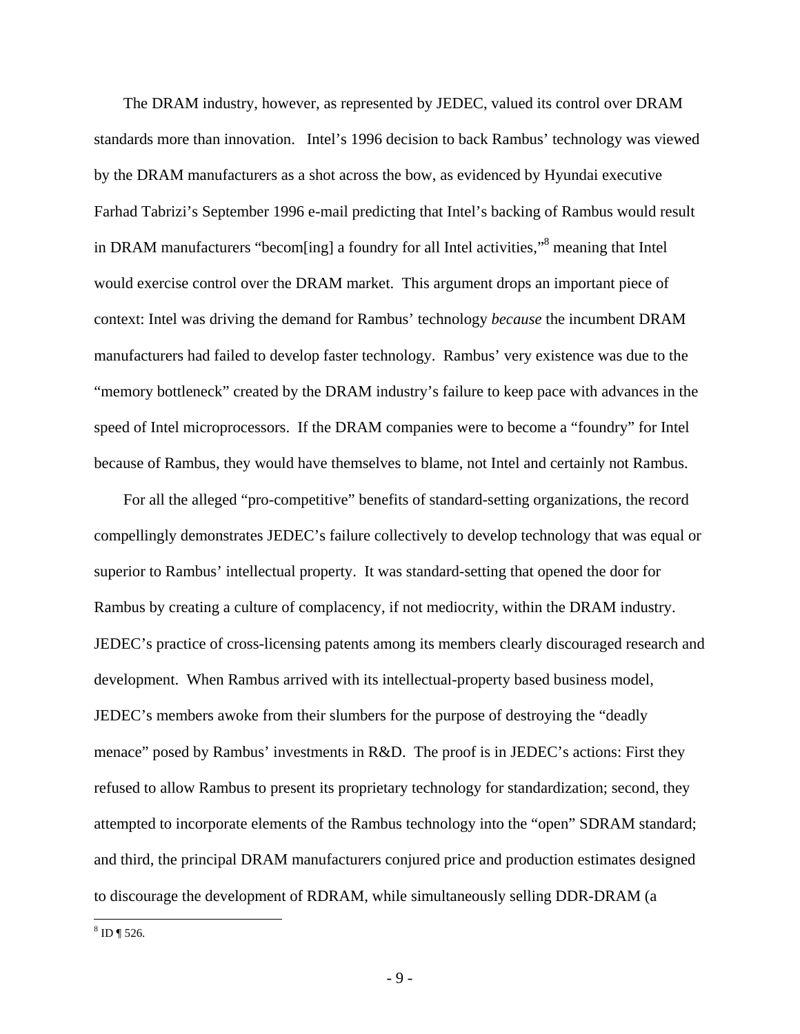The DRAM industry, however, as represented by JEDEC, valued its control over DRAM standards more than innovation. Intel's 1996 decision to back Rambus' technology was viewed by the DRAM manufacturers as a shot across the bow, as evidenced by Hyundai executive Farhad Tabrizi's September 1996 e-mail predicting that Intel's backing of Rambus would result in DRAM manufacturers "becom[ing] a foundry for all Intel activities,"[8] meaning that Intel would exercise control over the DRAM market. This argument drops an important piece of context: Intel was driving the demand for Rambus' technology *because* the incumbent DRAM manufacturers had failed to develop faster technology. Rambus' very existence was due to the "memory bottleneck" created by the DRAM industry's failure to keep pace with advances in the speed of Intel microprocessors. If the DRAM companies were to become a "foundry" for Intel because of Rambus, they would have themselves to blame, not Intel and certainly not Rambus.

For all the alleged "pro-competitive" benefits of standard-setting organizations, the record compellingly demonstrates JEDEC's failure collectively to develop technology that was equal or superior to Rambus' intellectual property. It was standard-setting that opened the door for Rambus by creating a culture of complacency, if not mediocrity, within the DRAM industry. JEDEC's practice of cross-licensing patents among its members clearly discouraged research and development. When Rambus arrived with its intellectual-property based business model, JEDEC's members awoke from their slumbers for the purpose of destroying the "deadly menace" posed by Rambus' investments in R&D. The proof is in JEDEC's actions: First they refused to allow Rambus to present its proprietary technology for standardization; second, they attempted to incorporate elements of the Rambus technology into the "open" SDRAM standard; and third, the principal DRAM manufacturers conjured price and production estimates designed to discourage the development of RDRAM, while simultaneously selling DDR-DRAM (a

[8] ID ¶ 526.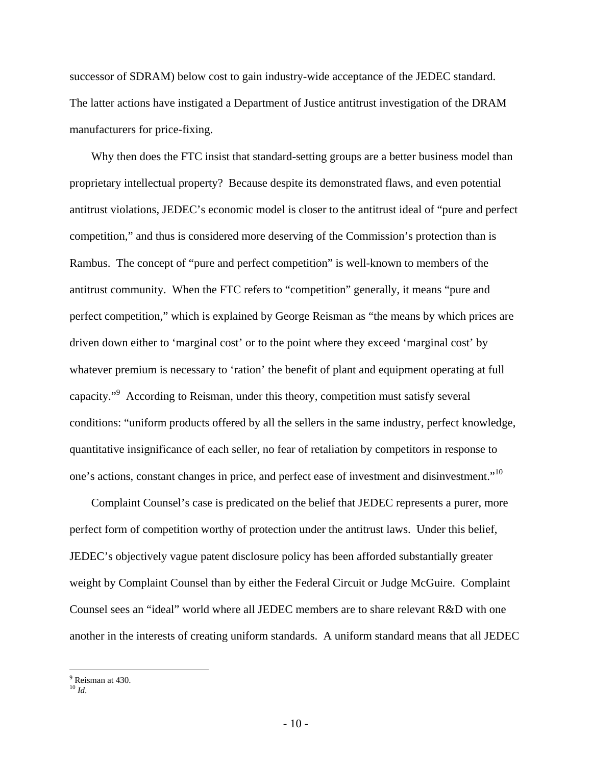successor of SDRAM) below cost to gain industry-wide acceptance of the JEDEC standard. The latter actions have instigated a Department of Justice antitrust investigation of the DRAM manufacturers for price-fixing.

Why then does the FTC insist that standard-setting groups are a better business model than proprietary intellectual property? Because despite its demonstrated flaws, and even potential antitrust violations, JEDEC's economic model is closer to the antitrust ideal of "pure and perfect competition," and thus is considered more deserving of the Commission's protection than is Rambus. The concept of "pure and perfect competition" is well-known to members of the antitrust community. When the FTC refers to "competition" generally, it means "pure and perfect competition," which is explained by George Reisman as "the means by which prices are driven down either to 'marginal cost' or to the point where they exceed 'marginal cost' by whatever premium is necessary to 'ration' the benefit of plant and equipment operating at full capacity."[9] According to Reisman, under this theory, competition must satisfy several conditions: "uniform products offered by all the sellers in the same industry, perfect knowledge, quantitative insignificance of each seller, no fear of retaliation by competitors in response to one's actions, constant changes in price, and perfect ease of investment and disinvestment."[10]

Complaint Counsel's case is predicated on the belief that JEDEC represents a purer, more perfect form of competition worthy of protection under the antitrust laws. Under this belief, JEDEC's objectively vague patent disclosure policy has been afforded substantially greater weight by Complaint Counsel than by either the Federal Circuit or Judge McGuire. Complaint Counsel sees an "ideal" world where all JEDEC members are to share relevant R&D with one another in the interests of creating uniform standards. A uniform standard means that all JEDEC

---

[9] Reisman at 430.

[10] *Id.*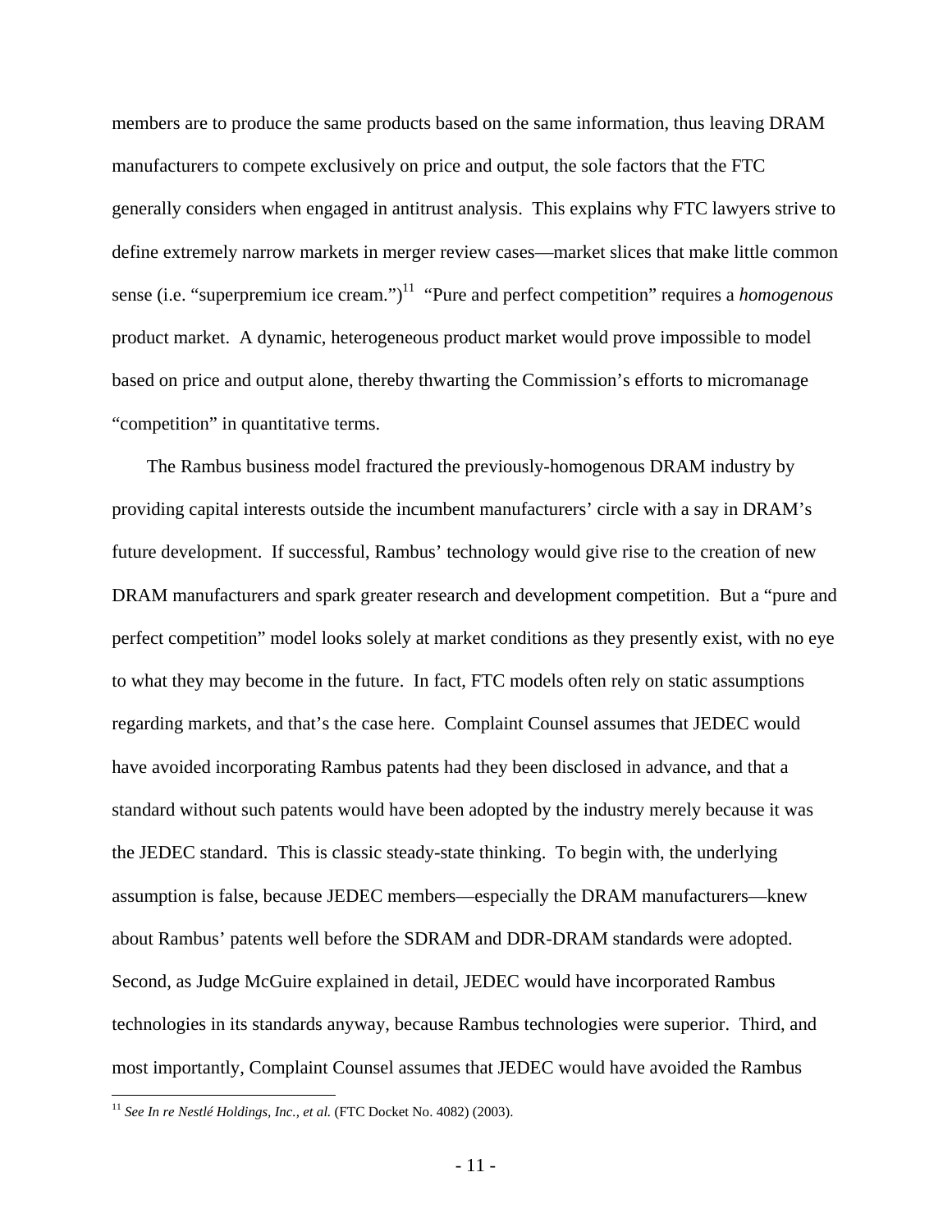members are to produce the same products based on the same information, thus leaving DRAM manufacturers to compete exclusively on price and output, the sole factors that the FTC generally considers when engaged in antitrust analysis. This explains why FTC lawyers strive to define extremely narrow markets in merger review cases—market slices that make little common sense (i.e. "superpremium ice cream.")[11] "Pure and perfect competition" requires a *homogenous* product market. A dynamic, heterogeneous product market would prove impossible to model based on price and output alone, thereby thwarting the Commission's efforts to micromanage "competition" in quantitative terms.

The Rambus business model fractured the previously-homogenous DRAM industry by providing capital interests outside the incumbent manufacturers' circle with a say in DRAM's future development. If successful, Rambus' technology would give rise to the creation of new DRAM manufacturers and spark greater research and development competition. But a "pure and perfect competition" model looks solely at market conditions as they presently exist, with no eye to what they may become in the future. In fact, FTC models often rely on static assumptions regarding markets, and that's the case here. Complaint Counsel assumes that JEDEC would have avoided incorporating Rambus patents had they been disclosed in advance, and that a standard without such patents would have been adopted by the industry merely because it was the JEDEC standard. This is classic steady-state thinking. To begin with, the underlying assumption is false, because JEDEC members—especially the DRAM manufacturers—knew about Rambus' patents well before the SDRAM and DDR-DRAM standards were adopted. Second, as Judge McGuire explained in detail, JEDEC would have incorporated Rambus technologies in its standards anyway, because Rambus technologies were superior. Third, and most importantly, Complaint Counsel assumes that JEDEC would have avoided the Rambus

[11] *See In re Nestlé Holdings, Inc., et al.* (FTC Docket No. 4082) (2003).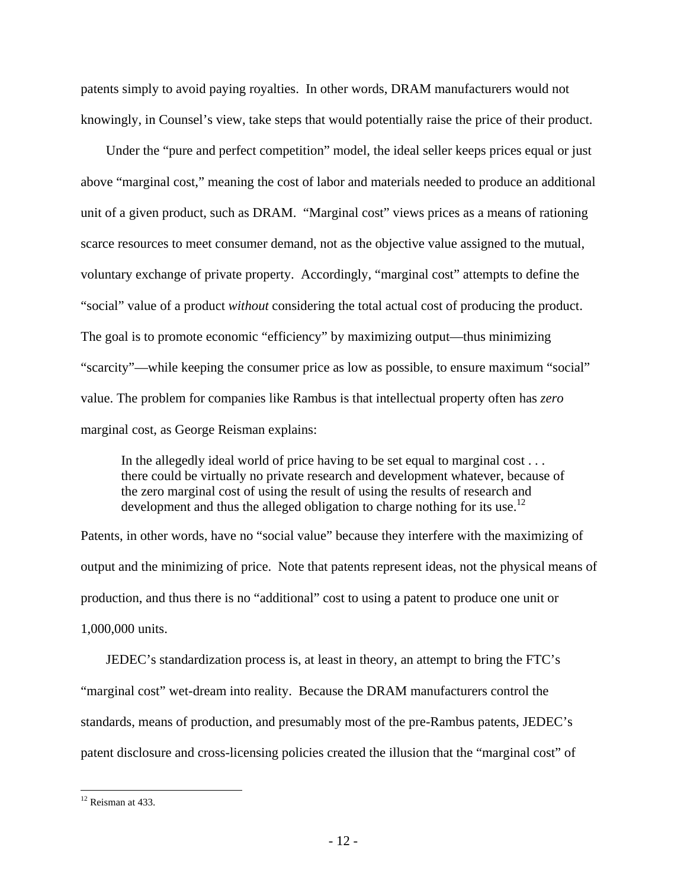patents simply to avoid paying royalties. In other words, DRAM manufacturers would not knowingly, in Counsel's view, take steps that would potentially raise the price of their product.

Under the "pure and perfect competition" model, the ideal seller keeps prices equal or just above "marginal cost," meaning the cost of labor and materials needed to produce an additional unit of a given product, such as DRAM. "Marginal cost" views prices as a means of rationing scarce resources to meet consumer demand, not as the objective value assigned to the mutual, voluntary exchange of private property. Accordingly, "marginal cost" attempts to define the "social" value of a product *without* considering the total actual cost of producing the product. The goal is to promote economic "efficiency" by maximizing output—thus minimizing "scarcity"—while keeping the consumer price as low as possible, to ensure maximum "social" value. The problem for companies like Rambus is that intellectual property often has *zero* marginal cost, as George Reisman explains:

> In the allegedly ideal world of price having to be set equal to marginal cost . . . there could be virtually no private research and development whatever, because of the zero marginal cost of using the result of using the results of research and development and thus the alleged obligation to charge nothing for its use.[12]

Patents, in other words, have no "social value" because they interfere with the maximizing of output and the minimizing of price. Note that patents represent ideas, not the physical means of production, and thus there is no "additional" cost to using a patent to produce one unit or 1,000,000 units.

JEDEC's standardization process is, at least in theory, an attempt to bring the FTC's "marginal cost" wet-dream into reality. Because the DRAM manufacturers control the standards, means of production, and presumably most of the pre-Rambus patents, JEDEC's patent disclosure and cross-licensing policies created the illusion that the "marginal cost" of

[12] Reisman at 433.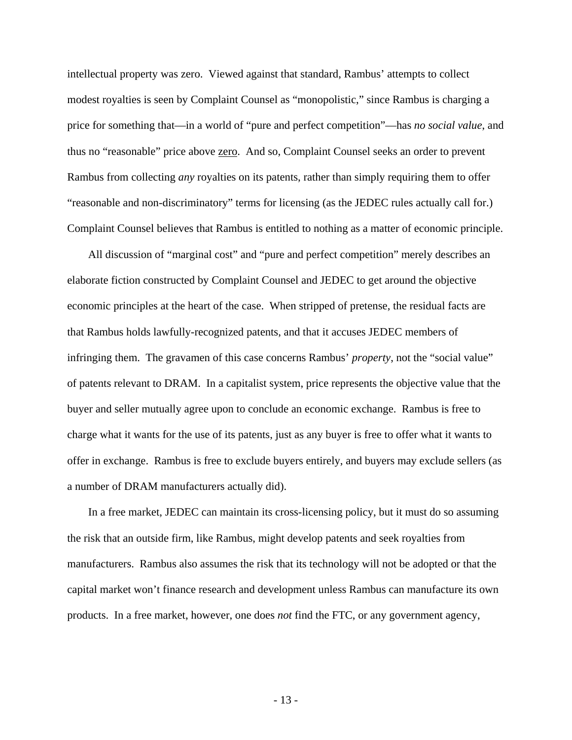intellectual property was zero. Viewed against that standard, Rambus' attempts to collect modest royalties is seen by Complaint Counsel as "monopolistic," since Rambus is charging a price for something that—in a world of "pure and perfect competition"—has *no social value*, and thus no "reasonable" price above <u>zero</u>. And so, Complaint Counsel seeks an order to prevent Rambus from collecting *any* royalties on its patents, rather than simply requiring them to offer "reasonable and non-discriminatory" terms for licensing (as the JEDEC rules actually call for.) Complaint Counsel believes that Rambus is entitled to nothing as a matter of economic principle.

All discussion of "marginal cost" and "pure and perfect competition" merely describes an elaborate fiction constructed by Complaint Counsel and JEDEC to get around the objective economic principles at the heart of the case. When stripped of pretense, the residual facts are that Rambus holds lawfully-recognized patents, and that it accuses JEDEC members of infringing them. The gravamen of this case concerns Rambus' *property*, not the "social value" of patents relevant to DRAM. In a capitalist system, price represents the objective value that the buyer and seller mutually agree upon to conclude an economic exchange. Rambus is free to charge what it wants for the use of its patents, just as any buyer is free to offer what it wants to offer in exchange. Rambus is free to exclude buyers entirely, and buyers may exclude sellers (as a number of DRAM manufacturers actually did).

In a free market, JEDEC can maintain its cross-licensing policy, but it must do so assuming the risk that an outside firm, like Rambus, might develop patents and seek royalties from manufacturers. Rambus also assumes the risk that its technology will not be adopted or that the capital market won't finance research and development unless Rambus can manufacture its own products. In a free market, however, one does *not* find the FTC, or any government agency,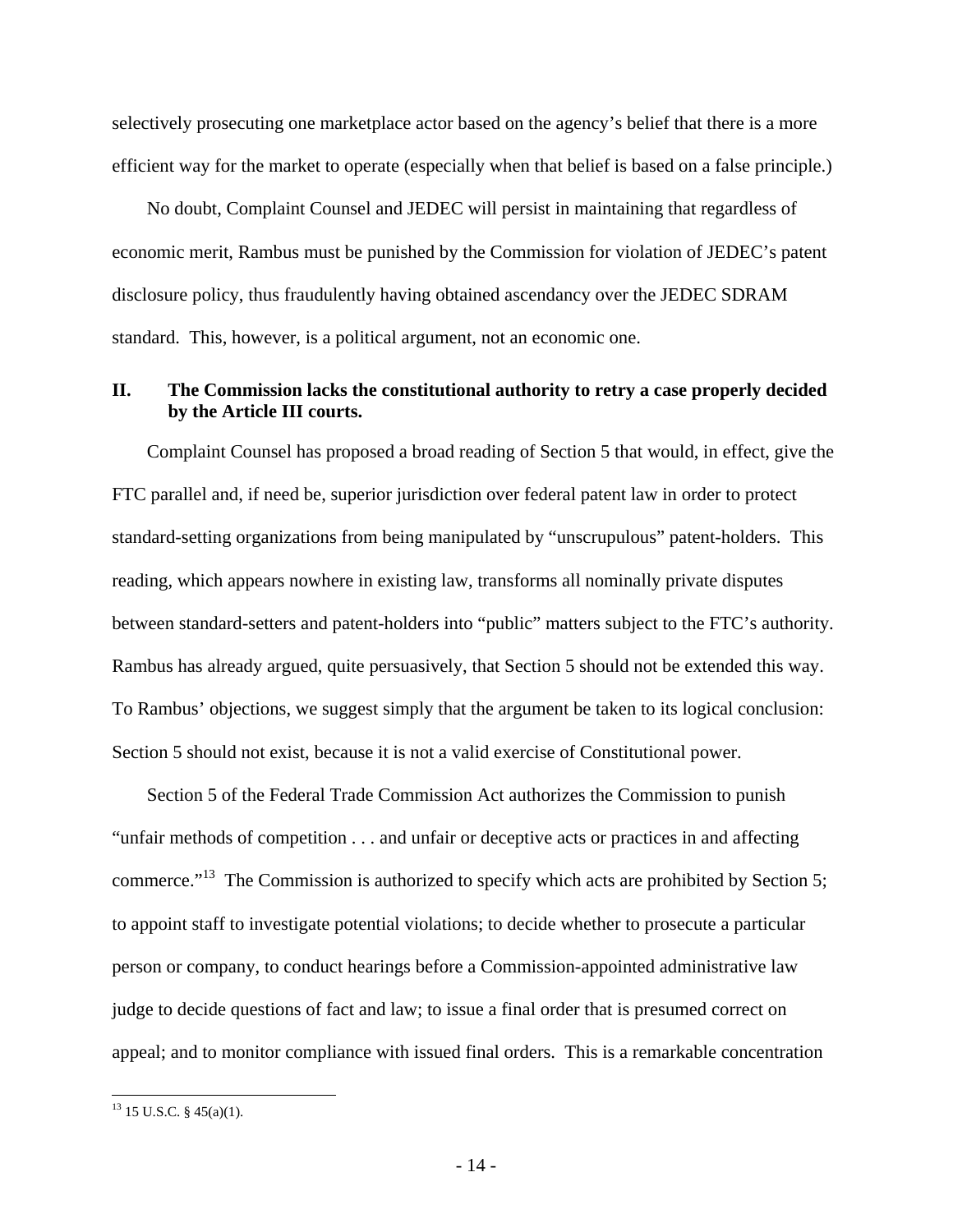selectively prosecuting one marketplace actor based on the agency's belief that there is a more efficient way for the market to operate (especially when that belief is based on a false principle.)

No doubt, Complaint Counsel and JEDEC will persist in maintaining that regardless of economic merit, Rambus must be punished by the Commission for violation of JEDEC's patent disclosure policy, thus fraudulently having obtained ascendancy over the JEDEC SDRAM standard. This, however, is a political argument, not an economic one.

## II. The Commission lacks the constitutional authority to retry a case properly decided by the Article III courts.

Complaint Counsel has proposed a broad reading of Section 5 that would, in effect, give the FTC parallel and, if need be, superior jurisdiction over federal patent law in order to protect standard-setting organizations from being manipulated by "unscrupulous" patent-holders. This reading, which appears nowhere in existing law, transforms all nominally private disputes between standard-setters and patent-holders into "public" matters subject to the FTC's authority. Rambus has already argued, quite persuasively, that Section 5 should not be extended this way. To Rambus' objections, we suggest simply that the argument be taken to its logical conclusion: Section 5 should not exist, because it is not a valid exercise of Constitutional power.

Section 5 of the Federal Trade Commission Act authorizes the Commission to punish "unfair methods of competition . . . and unfair or deceptive acts or practices in and affecting commerce."[13] The Commission is authorized to specify which acts are prohibited by Section 5; to appoint staff to investigate potential violations; to decide whether to prosecute a particular person or company, to conduct hearings before a Commission-appointed administrative law judge to decide questions of fact and law; to issue a final order that is presumed correct on appeal; and to monitor compliance with issued final orders. This is a remarkable concentration

---

[13] 15 U.S.C. § 45(a)(1).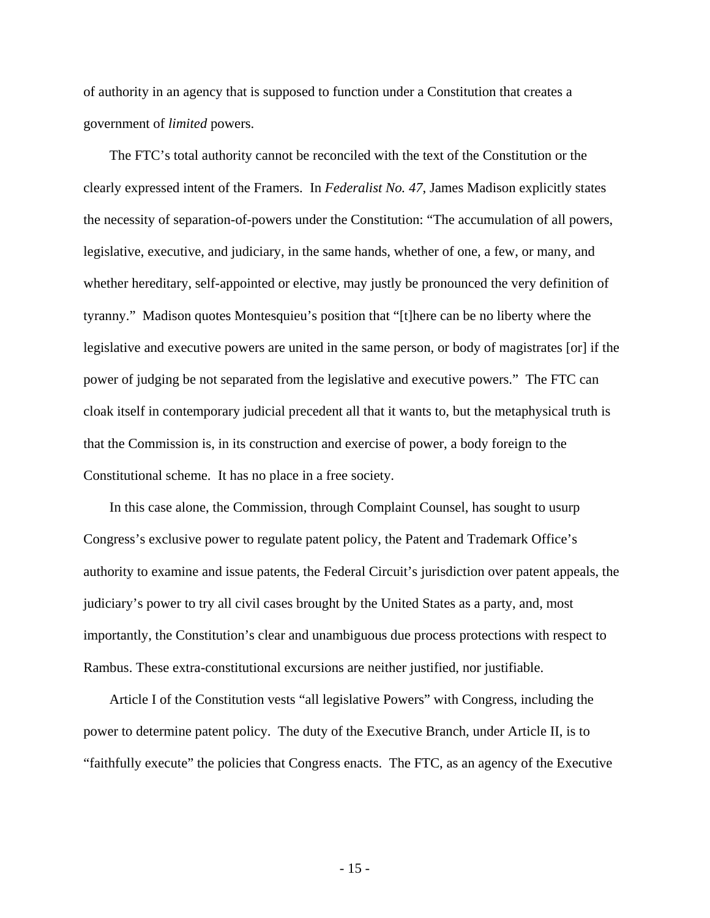of authority in an agency that is supposed to function under a Constitution that creates a government of *limited* powers.

The FTC's total authority cannot be reconciled with the text of the Constitution or the clearly expressed intent of the Framers. In *Federalist No. 47*, James Madison explicitly states the necessity of separation-of-powers under the Constitution: "The accumulation of all powers, legislative, executive, and judiciary, in the same hands, whether of one, a few, or many, and whether hereditary, self-appointed or elective, may justly be pronounced the very definition of tyranny." Madison quotes Montesquieu's position that "[t]here can be no liberty where the legislative and executive powers are united in the same person, or body of magistrates [or] if the power of judging be not separated from the legislative and executive powers." The FTC can cloak itself in contemporary judicial precedent all that it wants to, but the metaphysical truth is that the Commission is, in its construction and exercise of power, a body foreign to the Constitutional scheme. It has no place in a free society.

In this case alone, the Commission, through Complaint Counsel, has sought to usurp Congress's exclusive power to regulate patent policy, the Patent and Trademark Office's authority to examine and issue patents, the Federal Circuit's jurisdiction over patent appeals, the judiciary's power to try all civil cases brought by the United States as a party, and, most importantly, the Constitution's clear and unambiguous due process protections with respect to Rambus. These extra-constitutional excursions are neither justified, nor justifiable.

Article I of the Constitution vests "all legislative Powers" with Congress, including the power to determine patent policy. The duty of the Executive Branch, under Article II, is to "faithfully execute" the policies that Congress enacts. The FTC, as an agency of the Executive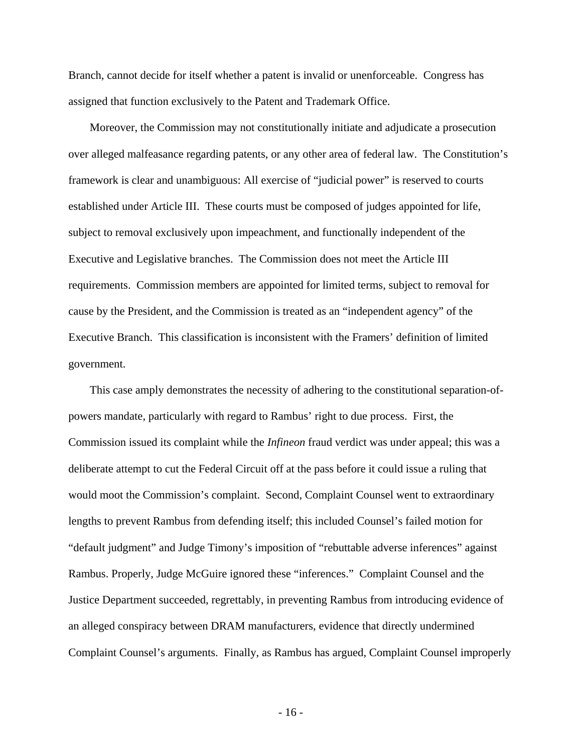Branch, cannot decide for itself whether a patent is invalid or unenforceable. Congress has assigned that function exclusively to the Patent and Trademark Office.

Moreover, the Commission may not constitutionally initiate and adjudicate a prosecution over alleged malfeasance regarding patents, or any other area of federal law. The Constitution's framework is clear and unambiguous: All exercise of "judicial power" is reserved to courts established under Article III. These courts must be composed of judges appointed for life, subject to removal exclusively upon impeachment, and functionally independent of the Executive and Legislative branches. The Commission does not meet the Article III requirements. Commission members are appointed for limited terms, subject to removal for cause by the President, and the Commission is treated as an "independent agency" of the Executive Branch. This classification is inconsistent with the Framers' definition of limited government.

This case amply demonstrates the necessity of adhering to the constitutional separation-of-powers mandate, particularly with regard to Rambus' right to due process. First, the Commission issued its complaint while the *Infineon* fraud verdict was under appeal; this was a deliberate attempt to cut the Federal Circuit off at the pass before it could issue a ruling that would moot the Commission's complaint. Second, Complaint Counsel went to extraordinary lengths to prevent Rambus from defending itself; this included Counsel's failed motion for "default judgment" and Judge Timony's imposition of "rebuttable adverse inferences" against Rambus. Properly, Judge McGuire ignored these "inferences." Complaint Counsel and the Justice Department succeeded, regrettably, in preventing Rambus from introducing evidence of an alleged conspiracy between DRAM manufacturers, evidence that directly undermined Complaint Counsel's arguments. Finally, as Rambus has argued, Complaint Counsel improperly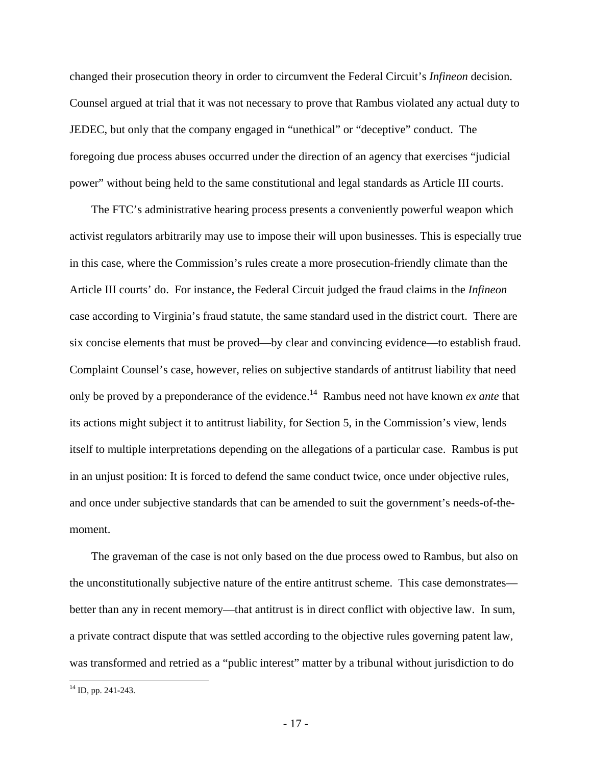changed their prosecution theory in order to circumvent the Federal Circuit's *Infineon* decision. Counsel argued at trial that it was not necessary to prove that Rambus violated any actual duty to JEDEC, but only that the company engaged in "unethical" or "deceptive" conduct. The foregoing due process abuses occurred under the direction of an agency that exercises "judicial power" without being held to the same constitutional and legal standards as Article III courts.

The FTC's administrative hearing process presents a conveniently powerful weapon which activist regulators arbitrarily may use to impose their will upon businesses. This is especially true in this case, where the Commission's rules create a more prosecution-friendly climate than the Article III courts' do. For instance, the Federal Circuit judged the fraud claims in the *Infineon* case according to Virginia's fraud statute, the same standard used in the district court. There are six concise elements that must be proved—by clear and convincing evidence—to establish fraud. Complaint Counsel's case, however, relies on subjective standards of antitrust liability that need only be proved by a preponderance of the evidence.[14] Rambus need not have known *ex ante* that its actions might subject it to antitrust liability, for Section 5, in the Commission's view, lends itself to multiple interpretations depending on the allegations of a particular case. Rambus is put in an unjust position: It is forced to defend the same conduct twice, once under objective rules, and once under subjective standards that can be amended to suit the government's needs-of-the-moment.

The graveman of the case is not only based on the due process owed to Rambus, but also on the unconstitutionally subjective nature of the entire antitrust scheme. This case demonstrates—better than any in recent memory—that antitrust is in direct conflict with objective law. In sum, a private contract dispute that was settled according to the objective rules governing patent law, was transformed and retried as a "public interest" matter by a tribunal without jurisdiction to do

[14] ID, pp. 241-243.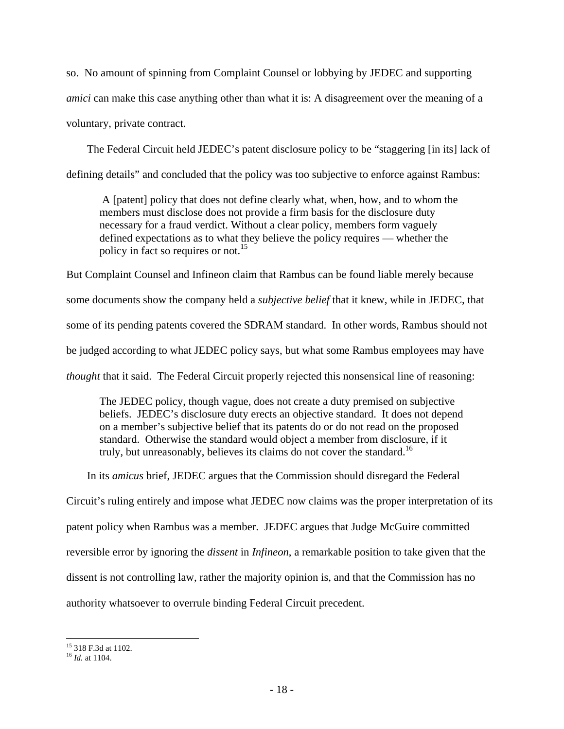so. No amount of spinning from Complaint Counsel or lobbying by JEDEC and supporting *amici* can make this case anything other than what it is: A disagreement over the meaning of a voluntary, private contract.

The Federal Circuit held JEDEC's patent disclosure policy to be "staggering [in its] lack of defining details" and concluded that the policy was too subjective to enforce against Rambus:

> A [patent] policy that does not define clearly what, when, how, and to whom the members must disclose does not provide a firm basis for the disclosure duty necessary for a fraud verdict. Without a clear policy, members form vaguely defined expectations as to what they believe the policy requires — whether the policy in fact so requires or not.[15]

But Complaint Counsel and Infineon claim that Rambus can be found liable merely because some documents show the company held a *subjective belief* that it knew, while in JEDEC, that some of its pending patents covered the SDRAM standard. In other words, Rambus should not be judged according to what JEDEC policy says, but what some Rambus employees may have *thought* that it said. The Federal Circuit properly rejected this nonsensical line of reasoning:

> The JEDEC policy, though vague, does not create a duty premised on subjective beliefs. JEDEC's disclosure duty erects an objective standard. It does not depend on a member's subjective belief that its patents do or do not read on the proposed standard. Otherwise the standard would object a member from disclosure, if it truly, but unreasonably, believes its claims do not cover the standard.[16]

In its *amicus* brief, JEDEC argues that the Commission should disregard the Federal Circuit's ruling entirely and impose what JEDEC now claims was the proper interpretation of its patent policy when Rambus was a member. JEDEC argues that Judge McGuire committed reversible error by ignoring the *dissent* in *Infineon*, a remarkable position to take given that the dissent is not controlling law, rather the majority opinion is, and that the Commission has no authority whatsoever to overrule binding Federal Circuit precedent.

---

[15] 318 F.3d at 1102.

[16] *Id.* at 1104.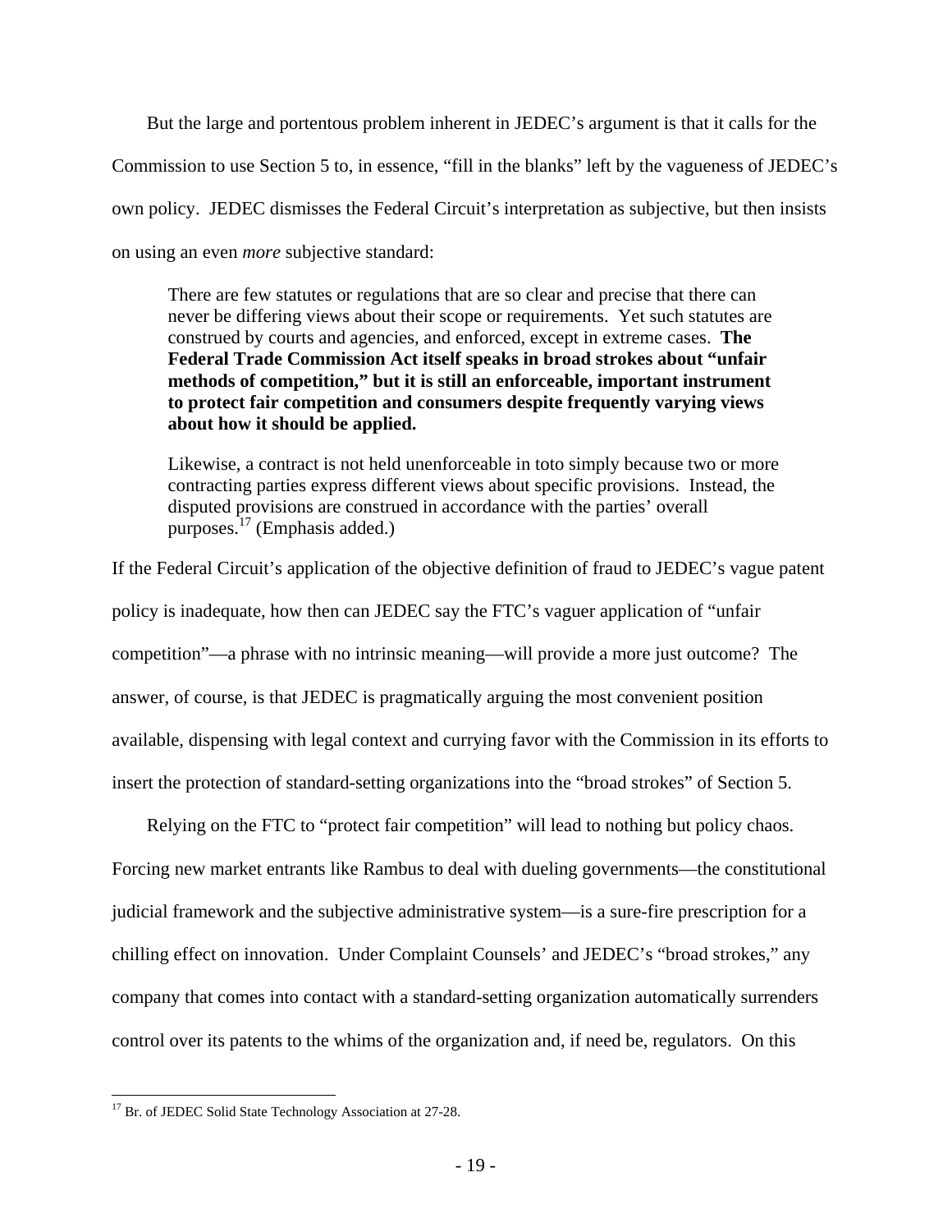But the large and portentous problem inherent in JEDEC's argument is that it calls for the Commission to use Section 5 to, in essence, "fill in the blanks" left by the vagueness of JEDEC's own policy. JEDEC dismisses the Federal Circuit's interpretation as subjective, but then insists on using an even *more* subjective standard:

> There are few statutes or regulations that are so clear and precise that there can never be differing views about their scope or requirements. Yet such statutes are construed by courts and agencies, and enforced, except in extreme cases. **The Federal Trade Commission Act itself speaks in broad strokes about "unfair methods of competition," but it is still an enforceable, important instrument to protect fair competition and consumers despite frequently varying views about how it should be applied.**
>
> Likewise, a contract is not held unenforceable in toto simply because two or more contracting parties express different views about specific provisions. Instead, the disputed provisions are construed in accordance with the parties' overall purposes.[17] (Emphasis added.)

If the Federal Circuit's application of the objective definition of fraud to JEDEC's vague patent policy is inadequate, how then can JEDEC say the FTC's vaguer application of "unfair competition"—a phrase with no intrinsic meaning—will provide a more just outcome? The answer, of course, is that JEDEC is pragmatically arguing the most convenient position available, dispensing with legal context and currying favor with the Commission in its efforts to insert the protection of standard-setting organizations into the "broad strokes" of Section 5.

Relying on the FTC to "protect fair competition" will lead to nothing but policy chaos. Forcing new market entrants like Rambus to deal with dueling governments—the constitutional judicial framework and the subjective administrative system—is a sure-fire prescription for a chilling effect on innovation. Under Complaint Counsels' and JEDEC's "broad strokes," any company that comes into contact with a standard-setting organization automatically surrenders control over its patents to the whims of the organization and, if need be, regulators. On this

---

[17] Br. of JEDEC Solid State Technology Association at 27-28.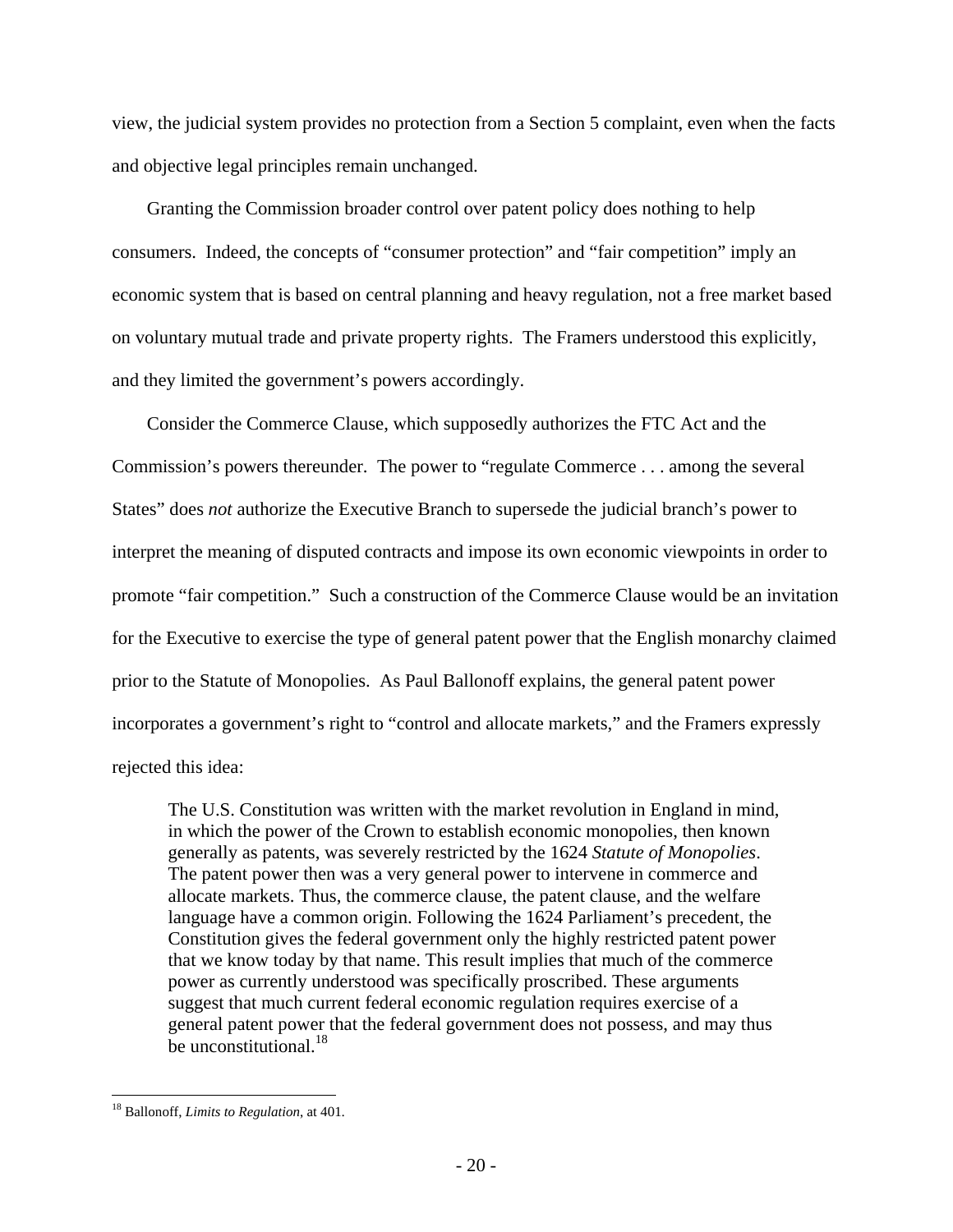view, the judicial system provides no protection from a Section 5 complaint, even when the facts and objective legal principles remain unchanged.

Granting the Commission broader control over patent policy does nothing to help consumers. Indeed, the concepts of "consumer protection" and "fair competition" imply an economic system that is based on central planning and heavy regulation, not a free market based on voluntary mutual trade and private property rights. The Framers understood this explicitly, and they limited the government's powers accordingly.

Consider the Commerce Clause, which supposedly authorizes the FTC Act and the Commission's powers thereunder. The power to "regulate Commerce . . . among the several States" does *not* authorize the Executive Branch to supersede the judicial branch's power to interpret the meaning of disputed contracts and impose its own economic viewpoints in order to promote "fair competition." Such a construction of the Commerce Clause would be an invitation for the Executive to exercise the type of general patent power that the English monarchy claimed prior to the Statute of Monopolies. As Paul Ballonoff explains, the general patent power incorporates a government's right to "control and allocate markets," and the Framers expressly rejected this idea:

> The U.S. Constitution was written with the market revolution in England in mind, in which the power of the Crown to establish economic monopolies, then known generally as patents, was severely restricted by the 1624 *Statute of Monopolies*. The patent power then was a very general power to intervene in commerce and allocate markets. Thus, the commerce clause, the patent clause, and the welfare language have a common origin. Following the 1624 Parliament's precedent, the Constitution gives the federal government only the highly restricted patent power that we know today by that name. This result implies that much of the commerce power as currently understood was specifically proscribed. These arguments suggest that much current federal economic regulation requires exercise of a general patent power that the federal government does not possess, and may thus be unconstitutional.[18]

---

[18] Ballonoff, *Limits to Regulation*, at 401.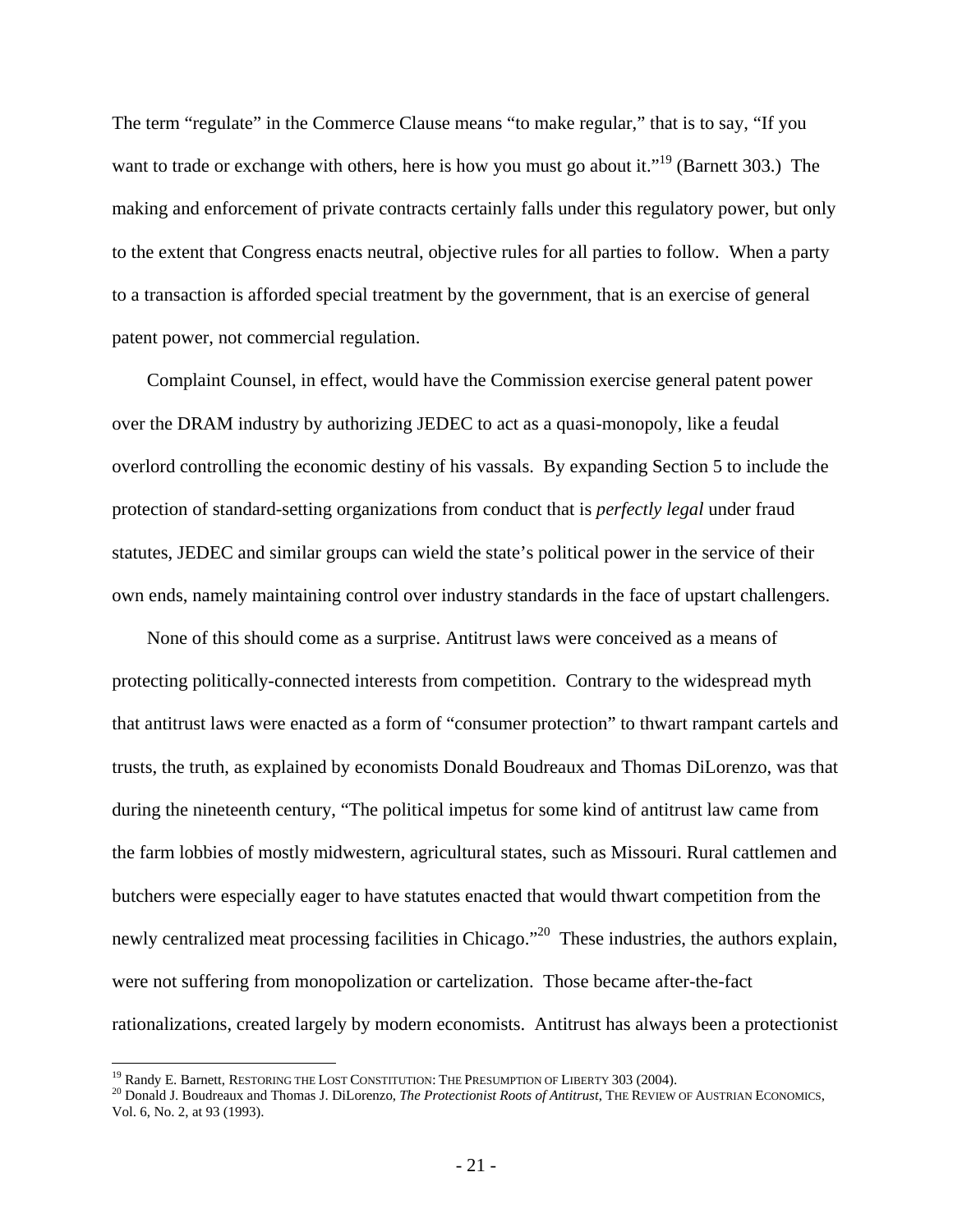The term "regulate" in the Commerce Clause means "to make regular," that is to say, "If you want to trade or exchange with others, here is how you must go about it."[19] (Barnett 303.) The making and enforcement of private contracts certainly falls under this regulatory power, but only to the extent that Congress enacts neutral, objective rules for all parties to follow. When a party to a transaction is afforded special treatment by the government, that is an exercise of general patent power, not commercial regulation.

Complaint Counsel, in effect, would have the Commission exercise general patent power over the DRAM industry by authorizing JEDEC to act as a quasi-monopoly, like a feudal overlord controlling the economic destiny of his vassals. By expanding Section 5 to include the protection of standard-setting organizations from conduct that is *perfectly legal* under fraud statutes, JEDEC and similar groups can wield the state's political power in the service of their own ends, namely maintaining control over industry standards in the face of upstart challengers.

None of this should come as a surprise. Antitrust laws were conceived as a means of protecting politically-connected interests from competition. Contrary to the widespread myth that antitrust laws were enacted as a form of "consumer protection" to thwart rampant cartels and trusts, the truth, as explained by economists Donald Boudreaux and Thomas DiLorenzo, was that during the nineteenth century, "The political impetus for some kind of antitrust law came from the farm lobbies of mostly midwestern, agricultural states, such as Missouri. Rural cattlemen and butchers were especially eager to have statutes enacted that would thwart competition from the newly centralized meat processing facilities in Chicago."[20] These industries, the authors explain, were not suffering from monopolization or cartelization. Those became after-the-fact rationalizations, created largely by modern economists. Antitrust has always been a protectionist

---

[19] Randy E. Barnett, RESTORING THE LOST CONSTITUTION: THE PRESUMPTION OF LIBERTY 303 (2004).

[20] Donald J. Boudreaux and Thomas J. DiLorenzo, *The Protectionist Roots of Antitrust*, THE REVIEW OF AUSTRIAN ECONOMICS, Vol. 6, No. 2, at 93 (1993).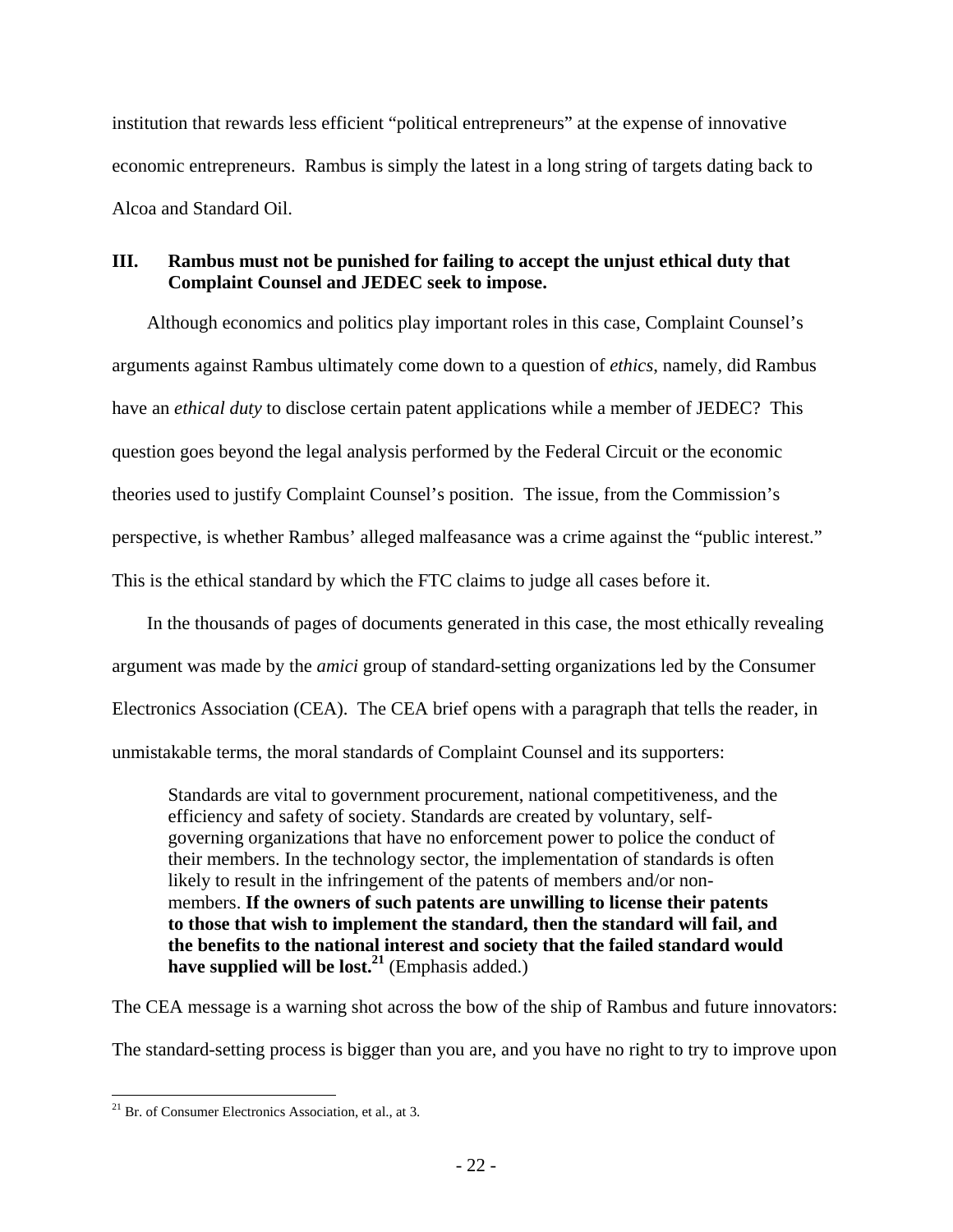institution that rewards less efficient "political entrepreneurs" at the expense of innovative economic entrepreneurs. Rambus is simply the latest in a long string of targets dating back to Alcoa and Standard Oil.

## III. Rambus must not be punished for failing to accept the unjust ethical duty that Complaint Counsel and JEDEC seek to impose.

Although economics and politics play important roles in this case, Complaint Counsel's arguments against Rambus ultimately come down to a question of *ethics*, namely, did Rambus have an *ethical duty* to disclose certain patent applications while a member of JEDEC? This question goes beyond the legal analysis performed by the Federal Circuit or the economic theories used to justify Complaint Counsel's position. The issue, from the Commission's perspective, is whether Rambus' alleged malfeasance was a crime against the "public interest." This is the ethical standard by which the FTC claims to judge all cases before it.

In the thousands of pages of documents generated in this case, the most ethically revealing argument was made by the *amici* group of standard-setting organizations led by the Consumer Electronics Association (CEA). The CEA brief opens with a paragraph that tells the reader, in unmistakable terms, the moral standards of Complaint Counsel and its supporters:

> Standards are vital to government procurement, national competitiveness, and the efficiency and safety of society. Standards are created by voluntary, self-governing organizations that have no enforcement power to police the conduct of their members. In the technology sector, the implementation of standards is often likely to result in the infringement of the patents of members and/or non-members. **If the owners of such patents are unwilling to license their patents to those that wish to implement the standard, then the standard will fail, and the benefits to the national interest and society that the failed standard would have supplied will be lost.**[21] (Emphasis added.)

The CEA message is a warning shot across the bow of the ship of Rambus and future innovators: The standard-setting process is bigger than you are, and you have no right to try to improve upon

[21] Br. of Consumer Electronics Association, et al., at 3.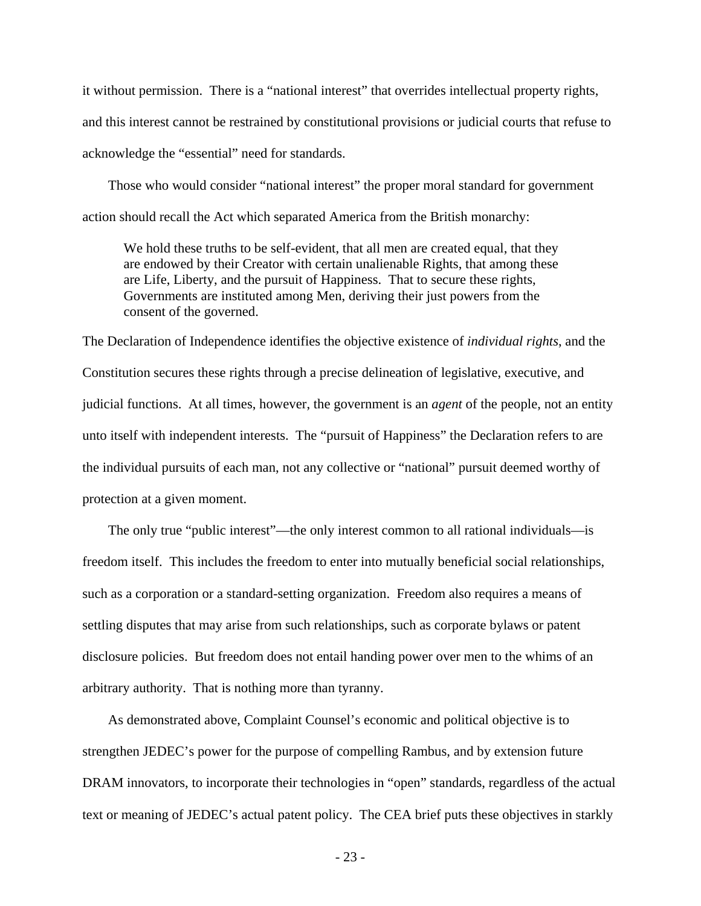it without permission. There is a "national interest" that overrides intellectual property rights, and this interest cannot be restrained by constitutional provisions or judicial courts that refuse to acknowledge the "essential" need for standards.

Those who would consider "national interest" the proper moral standard for government action should recall the Act which separated America from the British monarchy:

> We hold these truths to be self-evident, that all men are created equal, that they are endowed by their Creator with certain unalienable Rights, that among these are Life, Liberty, and the pursuit of Happiness. That to secure these rights, Governments are instituted among Men, deriving their just powers from the consent of the governed.

The Declaration of Independence identifies the objective existence of *individual rights*, and the Constitution secures these rights through a precise delineation of legislative, executive, and judicial functions. At all times, however, the government is an *agent* of the people, not an entity unto itself with independent interests. The "pursuit of Happiness" the Declaration refers to are the individual pursuits of each man, not any collective or "national" pursuit deemed worthy of protection at a given moment.

The only true "public interest"—the only interest common to all rational individuals—is freedom itself. This includes the freedom to enter into mutually beneficial social relationships, such as a corporation or a standard-setting organization. Freedom also requires a means of settling disputes that may arise from such relationships, such as corporate bylaws or patent disclosure policies. But freedom does not entail handing power over men to the whims of an arbitrary authority. That is nothing more than tyranny.

As demonstrated above, Complaint Counsel's economic and political objective is to strengthen JEDEC's power for the purpose of compelling Rambus, and by extension future DRAM innovators, to incorporate their technologies in "open" standards, regardless of the actual text or meaning of JEDEC's actual patent policy. The CEA brief puts these objectives in starkly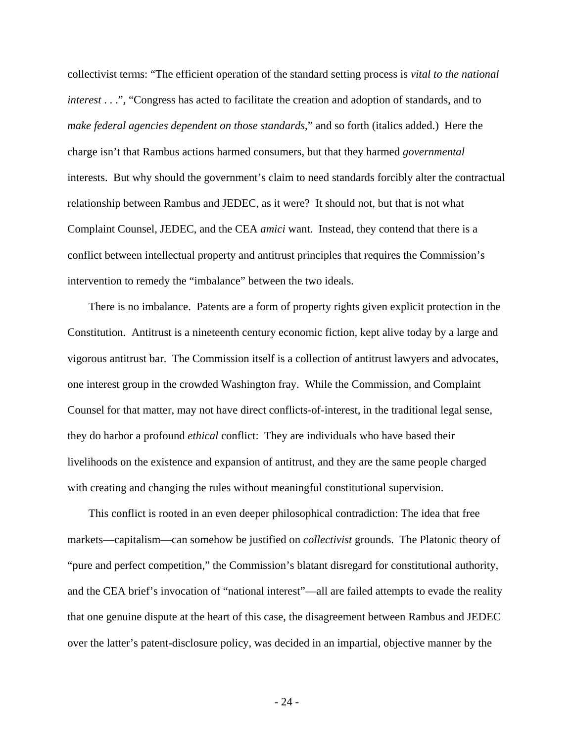collectivist terms: "The efficient operation of the standard setting process is *vital to the national interest* . . .", "Congress has acted to facilitate the creation and adoption of standards, and to *make federal agencies dependent on those standards*," and so forth (italics added.) Here the charge isn't that Rambus actions harmed consumers, but that they harmed *governmental* interests. But why should the government's claim to need standards forcibly alter the contractual relationship between Rambus and JEDEC, as it were? It should not, but that is not what Complaint Counsel, JEDEC, and the CEA *amici* want. Instead, they contend that there is a conflict between intellectual property and antitrust principles that requires the Commission's intervention to remedy the "imbalance" between the two ideals.

There is no imbalance. Patents are a form of property rights given explicit protection in the Constitution. Antitrust is a nineteenth century economic fiction, kept alive today by a large and vigorous antitrust bar. The Commission itself is a collection of antitrust lawyers and advocates, one interest group in the crowded Washington fray. While the Commission, and Complaint Counsel for that matter, may not have direct conflicts-of-interest, in the traditional legal sense, they do harbor a profound *ethical* conflict: They are individuals who have based their livelihoods on the existence and expansion of antitrust, and they are the same people charged with creating and changing the rules without meaningful constitutional supervision.

This conflict is rooted in an even deeper philosophical contradiction: The idea that free markets—capitalism—can somehow be justified on *collectivist* grounds. The Platonic theory of "pure and perfect competition," the Commission's blatant disregard for constitutional authority, and the CEA brief's invocation of "national interest"—all are failed attempts to evade the reality that one genuine dispute at the heart of this case, the disagreement between Rambus and JEDEC over the latter's patent-disclosure policy, was decided in an impartial, objective manner by the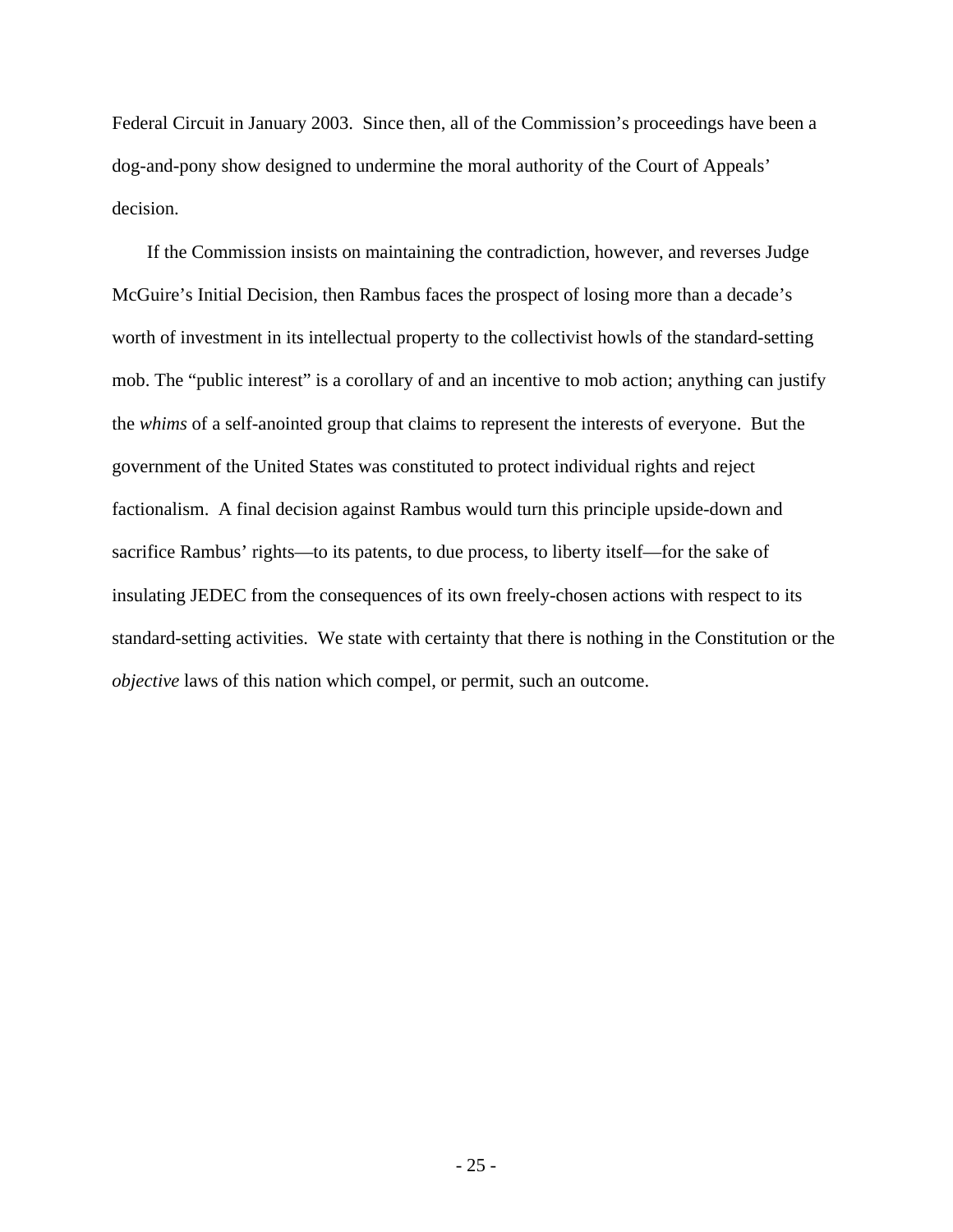Federal Circuit in January 2003. Since then, all of the Commission's proceedings have been a dog-and-pony show designed to undermine the moral authority of the Court of Appeals' decision.

If the Commission insists on maintaining the contradiction, however, and reverses Judge McGuire's Initial Decision, then Rambus faces the prospect of losing more than a decade's worth of investment in its intellectual property to the collectivist howls of the standard-setting mob. The "public interest" is a corollary of and an incentive to mob action; anything can justify the *whims* of a self-anointed group that claims to represent the interests of everyone. But the government of the United States was constituted to protect individual rights and reject factionalism. A final decision against Rambus would turn this principle upside-down and sacrifice Rambus' rights—to its patents, to due process, to liberty itself—for the sake of insulating JEDEC from the consequences of its own freely-chosen actions with respect to its standard-setting activities. We state with certainty that there is nothing in the Constitution or the *objective* laws of this nation which compel, or permit, such an outcome.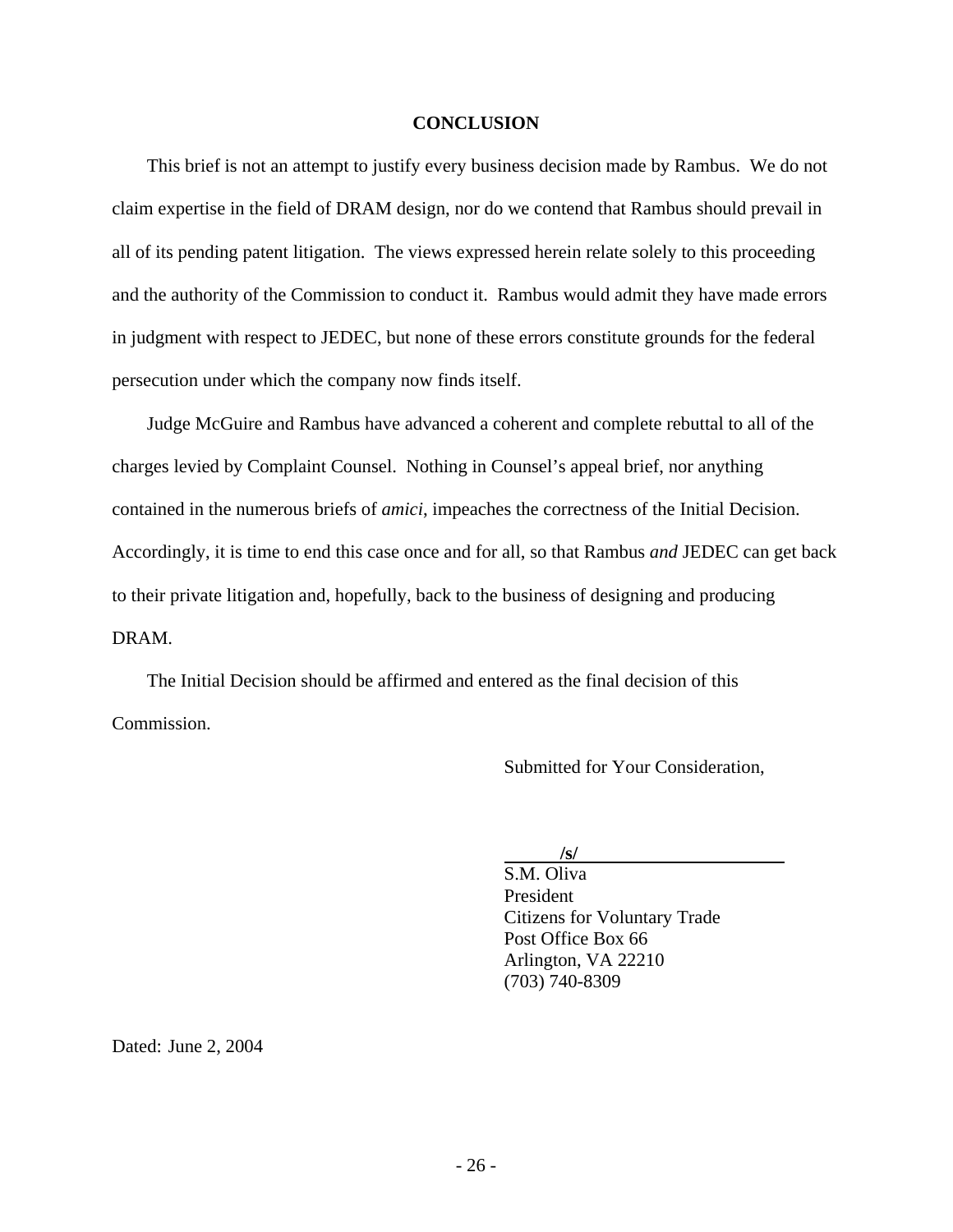## CONCLUSION

This brief is not an attempt to justify every business decision made by Rambus. We do not claim expertise in the field of DRAM design, nor do we contend that Rambus should prevail in all of its pending patent litigation. The views expressed herein relate solely to this proceeding and the authority of the Commission to conduct it. Rambus would admit they have made errors in judgment with respect to JEDEC, but none of these errors constitute grounds for the federal persecution under which the company now finds itself.

Judge McGuire and Rambus have advanced a coherent and complete rebuttal to all of the charges levied by Complaint Counsel. Nothing in Counsel's appeal brief, nor anything contained in the numerous briefs of *amici*, impeaches the correctness of the Initial Decision. Accordingly, it is time to end this case once and for all, so that Rambus *and* JEDEC can get back to their private litigation and, hopefully, back to the business of designing and producing DRAM.

The Initial Decision should be affirmed and entered as the final decision of this Commission.

Submitted for Your Consideration,

**/s/**
S.M. Oliva
President
Citizens for Voluntary Trade
Post Office Box 66
Arlington, VA 22210
(703) 740-8309

Dated: June 2, 2004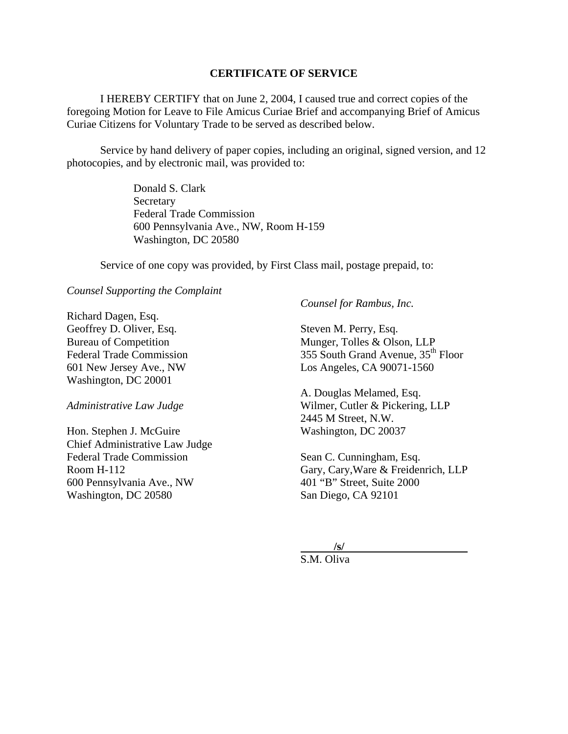# CERTIFICATE OF SERVICE

I HEREBY CERTIFY that on June 2, 2004, I caused true and correct copies of the foregoing Motion for Leave to File Amicus Curiae Brief and accompanying Brief of Amicus Curiae Citizens for Voluntary Trade to be served as described below.

Service by hand delivery of paper copies, including an original, signed version, and 12 photocopies, and by electronic mail, was provided to:

Donald S. Clark
Secretary
Federal Trade Commission
600 Pennsylvania Ave., NW, Room H-159
Washington, DC 20580

Service of one copy was provided, by First Class mail, postage prepaid, to:

*Counsel Supporting the Complaint*

Richard Dagen, Esq.
Geoffrey D. Oliver, Esq.
Bureau of Competition
Federal Trade Commission
601 New Jersey Ave., NW
Washington, DC 20001

*Administrative Law Judge*

Hon. Stephen J. McGuire
Chief Administrative Law Judge
Federal Trade Commission
Room H-112
600 Pennsylvania Ave., NW
Washington, DC 20580

*Counsel for Rambus, Inc.*

Steven M. Perry, Esq.
Munger, Tolles & Olson, LLP
355 South Grand Avenue, 35th Floor
Los Angeles, CA 90071-1560

A. Douglas Melamed, Esq.
Wilmer, Cutler & Pickering, LLP
2445 M Street, N.W.
Washington, DC 20037

Sean C. Cunningham, Esq.
Gary, Cary,Ware & Freidenrich, LLP
401 "B" Street, Suite 2000
San Diego, CA 92101

**/s/**
S.M. Oliva